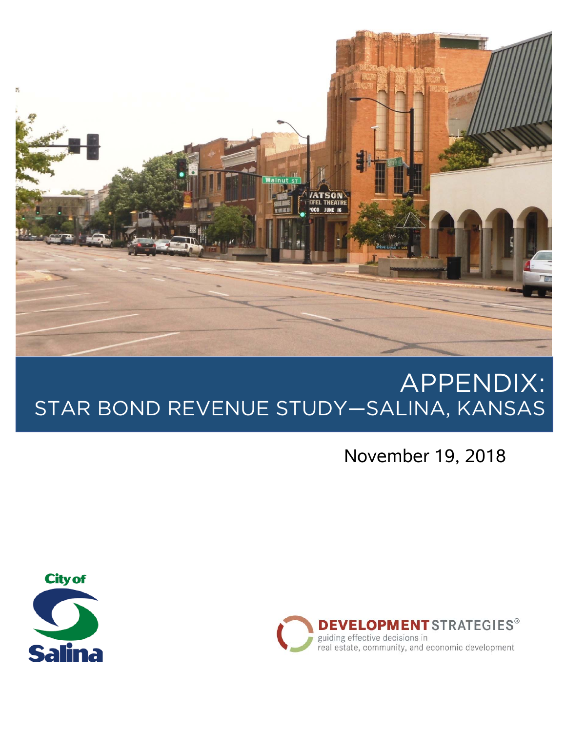# APPENDIX:

## STAR BOND REVENUE STUDY—SALINA, KANSAS

November 19, 2018

City of Salina

DEVELOPMENT STRATEGIES®
guiding effective decisions in real estate, community, and economic development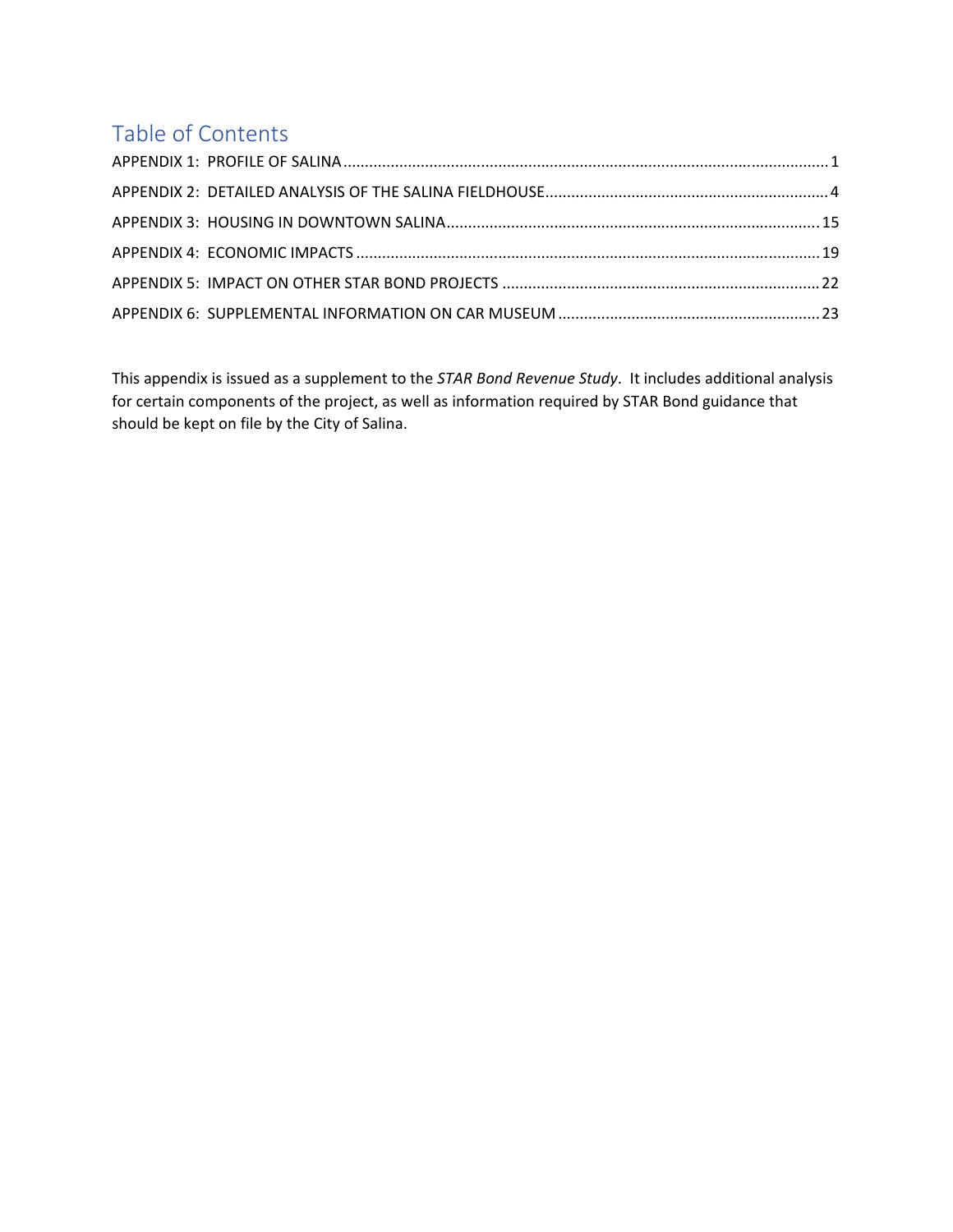# Table of Contents

APPENDIX 1: PROFILE OF SALINA ........................................................................................................ 1
APPENDIX 2: DETAILED ANALYSIS OF THE SALINA FIELDHOUSE ................................................................. 4
APPENDIX 3: HOUSING IN DOWNTOWN SALINA ...................................................................................... 15
APPENDIX 4: ECONOMIC IMPACTS ........................................................................................................ 19
APPENDIX 5: IMPACT ON OTHER STAR BOND PROJECTS .......................................................................... 22
APPENDIX 6: SUPPLEMENTAL INFORMATION ON CAR MUSEUM ............................................................. 23

This appendix is issued as a supplement to the *STAR Bond Revenue Study*. It includes additional analysis for certain components of the project, as well as information required by STAR Bond guidance that should be kept on file by the City of Salina.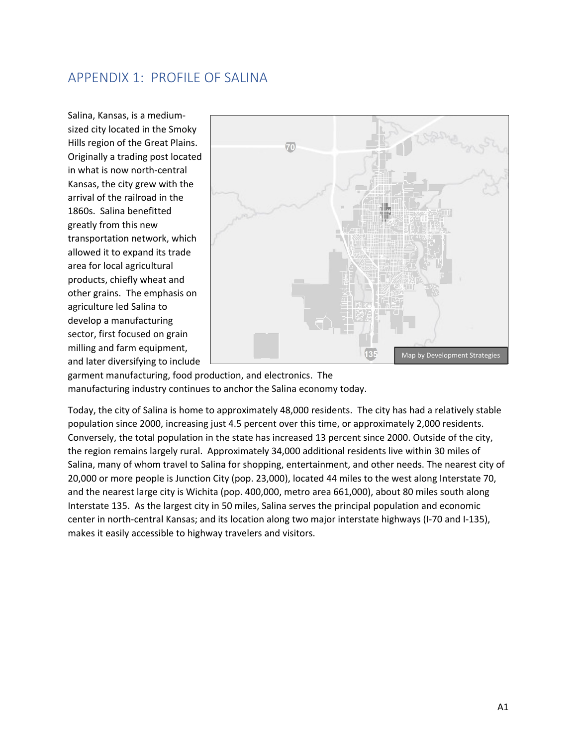# APPENDIX 1: PROFILE OF SALINA

Salina, Kansas, is a medium-sized city located in the Smoky Hills region of the Great Plains. Originally a trading post located in what is now north-central Kansas, the city grew with the arrival of the railroad in the 1860s. Salina benefitted greatly from this new transportation network, which allowed it to expand its trade area for local agricultural products, chiefly wheat and other grains. The emphasis on agriculture led Salina to develop a manufacturing sector, first focused on grain milling and farm equipment, and later diversifying to include garment manufacturing, food production, and electronics. The manufacturing industry continues to anchor the Salina economy today.

Map by Development Strategies

Today, the city of Salina is home to approximately 48,000 residents. The city has had a relatively stable population since 2000, increasing just 4.5 percent over this time, or approximately 2,000 residents. Conversely, the total population in the state has increased 13 percent since 2000. Outside of the city, the region remains largely rural. Approximately 34,000 additional residents live within 30 miles of Salina, many of whom travel to Salina for shopping, entertainment, and other needs. The nearest city of 20,000 or more people is Junction City (pop. 23,000), located 44 miles to the west along Interstate 70, and the nearest large city is Wichita (pop. 400,000, metro area 661,000), about 80 miles south along Interstate 135. As the largest city in 50 miles, Salina serves the principal population and economic center in north-central Kansas; and its location along two major interstate highways (I-70 and I-135), makes it easily accessible to highway travelers and visitors.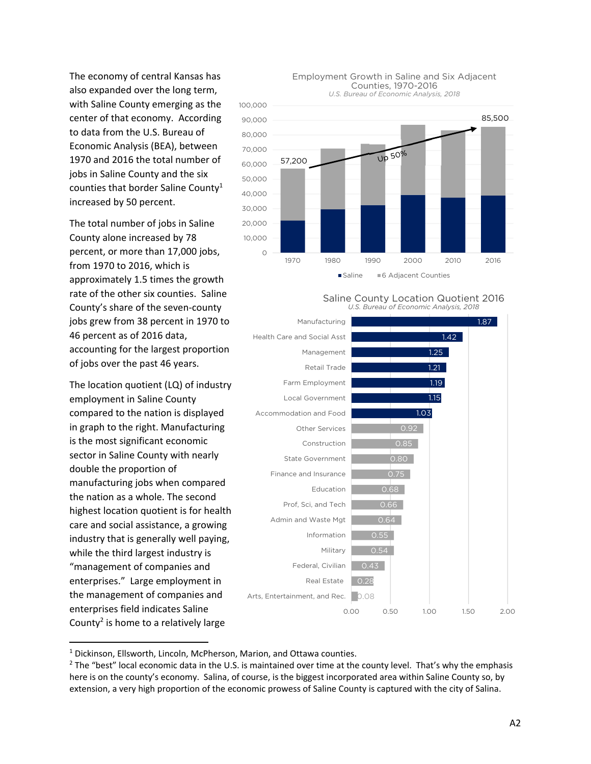The economy of central Kansas has also expanded over the long term, with Saline County emerging as the center of that economy. According to data from the U.S. Bureau of Economic Analysis (BEA), between 1970 and 2016 the total number of jobs in Saline County and the six counties that border Saline County[1] increased by 50 percent.

The total number of jobs in Saline County alone increased by 78 percent, or more than 17,000 jobs, from 1970 to 2016, which is approximately 1.5 times the growth rate of the other six counties. Saline County's share of the seven-county jobs grew from 38 percent in 1970 to 46 percent as of 2016 data, accounting for the largest proportion of jobs over the past 46 years.

**Employment Growth in Saline and Six Adjacent Counties, 1970-2016**

*U.S. Bureau of Economic Analysis, 2018*

Total jobs: 57,200 (1970) to 85,500 (2016) — Up 50%

Legend: Saline; 6 Adjacent Counties

The location quotient (LQ) of industry employment in Saline County compared to the nation is displayed in graph to the right. Manufacturing is the most significant economic sector in Saline County with nearly double the proportion of manufacturing jobs when compared the nation as a whole. The second highest location quotient is for health care and social assistance, a growing industry that is generally well paying, while the third largest industry is "management of companies and enterprises." Large employment in the management of companies and enterprises field indicates Saline County[2] is home to a relatively large

**Saline County Location Quotient 2016**

*U.S. Bureau of Economic Analysis, 2018*

| Industry | LQ |
|---|---|
| Manufacturing | 1.87 |
| Health Care and Social Asst | 1.42 |
| Management | 1.25 |
| Retail Trade | 1.21 |
| Farm Employment | 1.19 |
| Local Government | 1.15 |
| Accommodation and Food | 1.03 |
| Other Services | 0.92 |
| Construction | 0.85 |
| State Government | 0.80 |
| Finance and Insurance | 0.75 |
| Education | 0.68 |
| Prof, Sci, and Tech | 0.66 |
| Admin and Waste Mgt | 0.64 |
| Information | 0.55 |
| Military | 0.54 |
| Federal, Civilian | 0.43 |
| Real Estate | 0.28 |
| Arts, Entertainment, and Rec. | 0.08 |

---

[1] Dickinson, Ellsworth, Lincoln, McPherson, Marion, and Ottawa counties.

[2] The "best" local economic data in the U.S. is maintained over time at the county level. That's why the emphasis here is on the county's economy. Salina, of course, is the biggest incorporated area within Saline County so, by extension, a very high proportion of the economic prowess of Saline County is captured with the city of Salina.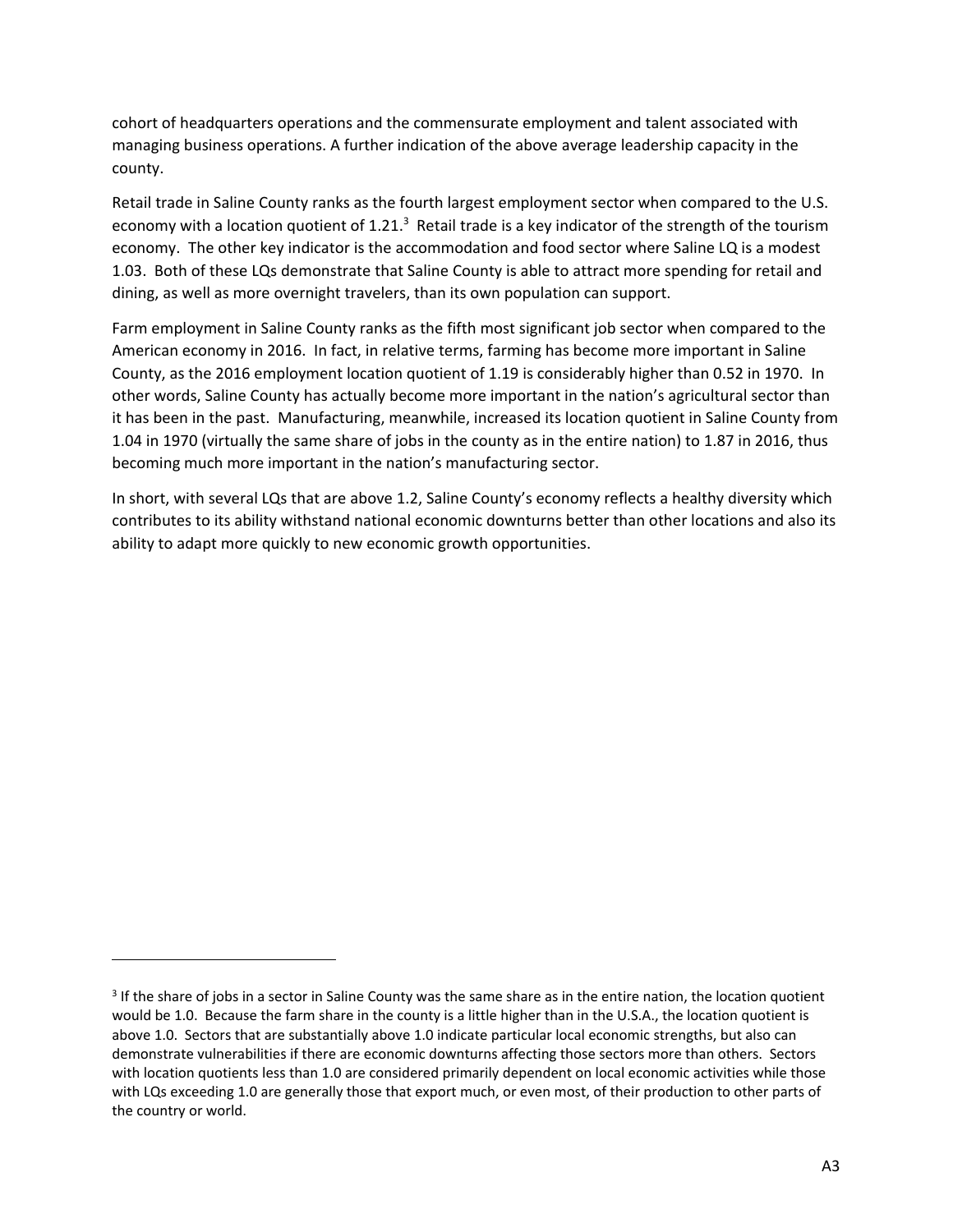cohort of headquarters operations and the commensurate employment and talent associated with managing business operations. A further indication of the above average leadership capacity in the county.

Retail trade in Saline County ranks as the fourth largest employment sector when compared to the U.S. economy with a location quotient of 1.21.[3] Retail trade is a key indicator of the strength of the tourism economy. The other key indicator is the accommodation and food sector where Saline LQ is a modest 1.03. Both of these LQs demonstrate that Saline County is able to attract more spending for retail and dining, as well as more overnight travelers, than its own population can support.

Farm employment in Saline County ranks as the fifth most significant job sector when compared to the American economy in 2016. In fact, in relative terms, farming has become more important in Saline County, as the 2016 employment location quotient of 1.19 is considerably higher than 0.52 in 1970. In other words, Saline County has actually become more important in the nation's agricultural sector than it has been in the past. Manufacturing, meanwhile, increased its location quotient in Saline County from 1.04 in 1970 (virtually the same share of jobs in the county as in the entire nation) to 1.87 in 2016, thus becoming much more important in the nation's manufacturing sector.

In short, with several LQs that are above 1.2, Saline County's economy reflects a healthy diversity which contributes to its ability withstand national economic downturns better than other locations and also its ability to adapt more quickly to new economic growth opportunities.

---

[3] If the share of jobs in a sector in Saline County was the same share as in the entire nation, the location quotient would be 1.0. Because the farm share in the county is a little higher than in the U.S.A., the location quotient is above 1.0. Sectors that are substantially above 1.0 indicate particular local economic strengths, but also can demonstrate vulnerabilities if there are economic downturns affecting those sectors more than others. Sectors with location quotients less than 1.0 are considered primarily dependent on local economic activities while those with LQs exceeding 1.0 are generally those that export much, or even most, of their production to other parts of the country or world.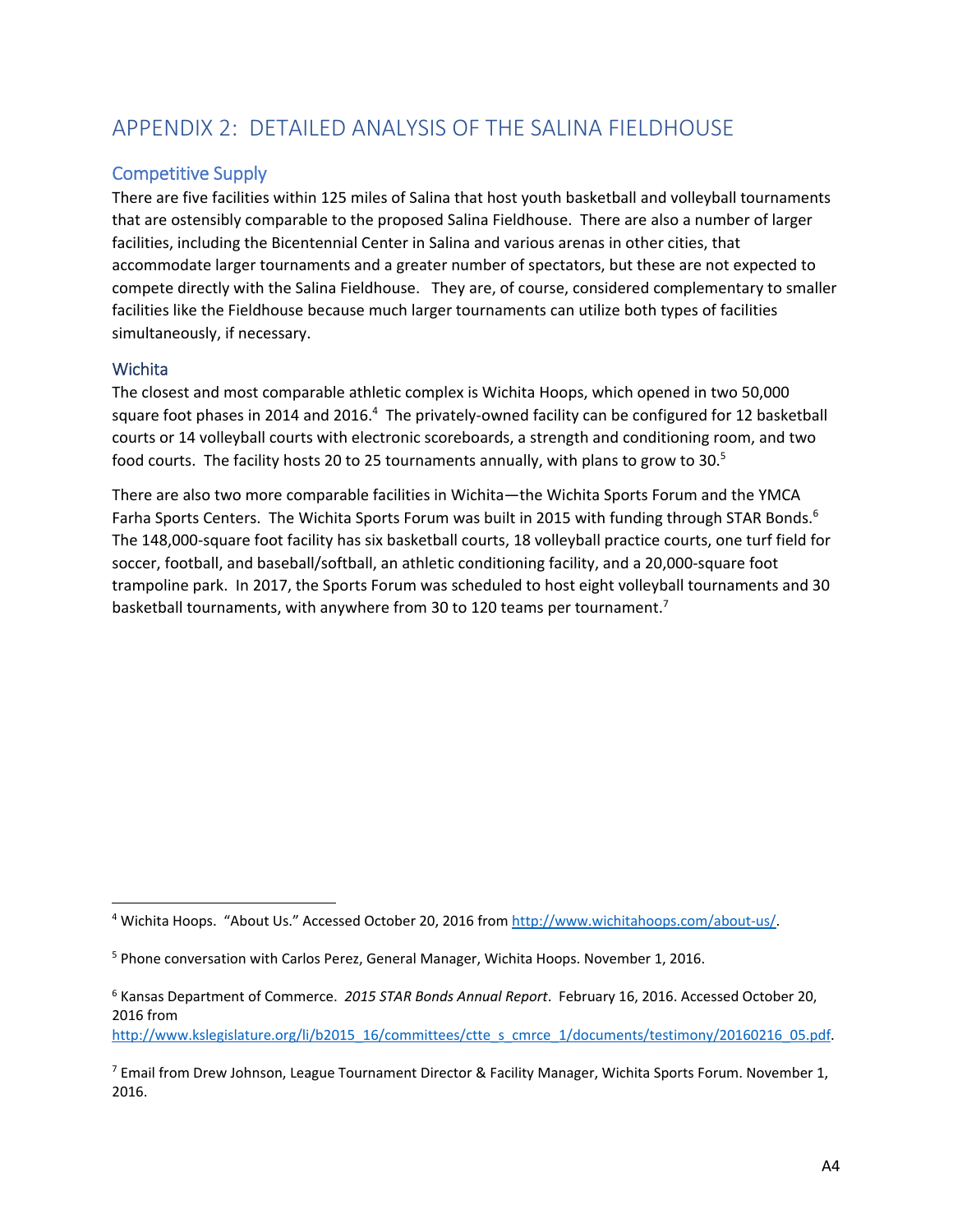# APPENDIX 2: DETAILED ANALYSIS OF THE SALINA FIELDHOUSE

## Competitive Supply

There are five facilities within 125 miles of Salina that host youth basketball and volleyball tournaments that are ostensibly comparable to the proposed Salina Fieldhouse. There are also a number of larger facilities, including the Bicentennial Center in Salina and various arenas in other cities, that accommodate larger tournaments and a greater number of spectators, but these are not expected to compete directly with the Salina Fieldhouse. They are, of course, considered complementary to smaller facilities like the Fieldhouse because much larger tournaments can utilize both types of facilities simultaneously, if necessary.

### Wichita

The closest and most comparable athletic complex is Wichita Hoops, which opened in two 50,000 square foot phases in 2014 and 2016.[4] The privately-owned facility can be configured for 12 basketball courts or 14 volleyball courts with electronic scoreboards, a strength and conditioning room, and two food courts. The facility hosts 20 to 25 tournaments annually, with plans to grow to 30.[5]

There are also two more comparable facilities in Wichita—the Wichita Sports Forum and the YMCA Farha Sports Centers. The Wichita Sports Forum was built in 2015 with funding through STAR Bonds.[6] The 148,000-square foot facility has six basketball courts, 18 volleyball practice courts, one turf field for soccer, football, and baseball/softball, an athletic conditioning facility, and a 20,000-square foot trampoline park. In 2017, the Sports Forum was scheduled to host eight volleyball tournaments and 30 basketball tournaments, with anywhere from 30 to 120 teams per tournament.[7]

---

[4] Wichita Hoops. "About Us." Accessed October 20, 2016 from http://www.wichitahoops.com/about-us/.

[5] Phone conversation with Carlos Perez, General Manager, Wichita Hoops. November 1, 2016.

[6] Kansas Department of Commerce. *2015 STAR Bonds Annual Report*. February 16, 2016. Accessed October 20, 2016 from http://www.kslegislature.org/li/b2015_16/committees/ctte_s_cmrce_1/documents/testimony/20160216_05.pdf.

[7] Email from Drew Johnson, League Tournament Director & Facility Manager, Wichita Sports Forum. November 1, 2016.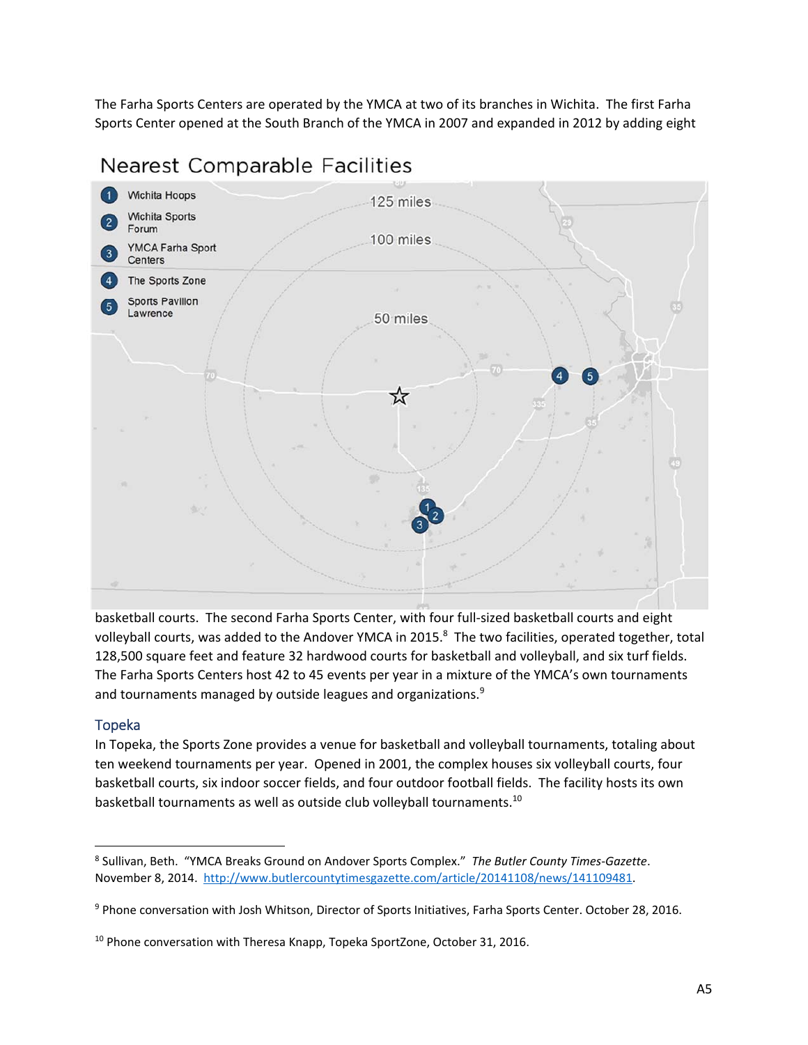The Farha Sports Centers are operated by the YMCA at two of its branches in Wichita. The first Farha Sports Center opened at the South Branch of the YMCA in 2007 and expanded in 2012 by adding eight basketball courts. The second Farha Sports Center, with four full-sized basketball courts and eight volleyball courts, was added to the Andover YMCA in 2015.[8] The two facilities, operated together, total 128,500 square feet and feature 32 hardwood courts for basketball and volleyball, and six turf fields. The Farha Sports Centers host 42 to 45 events per year in a mixture of the YMCA's own tournaments and tournaments managed by outside leagues and organizations.[9]

Nearest Comparable Facilities

1. Wichita Hoops
2. Wichita Sports Forum
3. YMCA Farha Sport Centers
4. The Sports Zone
5. Sports Pavilion Lawrence

## Topeka

In Topeka, the Sports Zone provides a venue for basketball and volleyball tournaments, totaling about ten weekend tournaments per year. Opened in 2001, the complex houses six volleyball courts, four basketball courts, six indoor soccer fields, and four outdoor football fields. The facility hosts its own basketball tournaments as well as outside club volleyball tournaments.[10]

---

[8] Sullivan, Beth. "YMCA Breaks Ground on Andover Sports Complex." *The Butler County Times-Gazette*. November 8, 2014. http://www.butlercountytimesgazette.com/article/20141108/news/141109481.

[9] Phone conversation with Josh Whitson, Director of Sports Initiatives, Farha Sports Center. October 28, 2016.

[10] Phone conversation with Theresa Knapp, Topeka SportZone, October 31, 2016.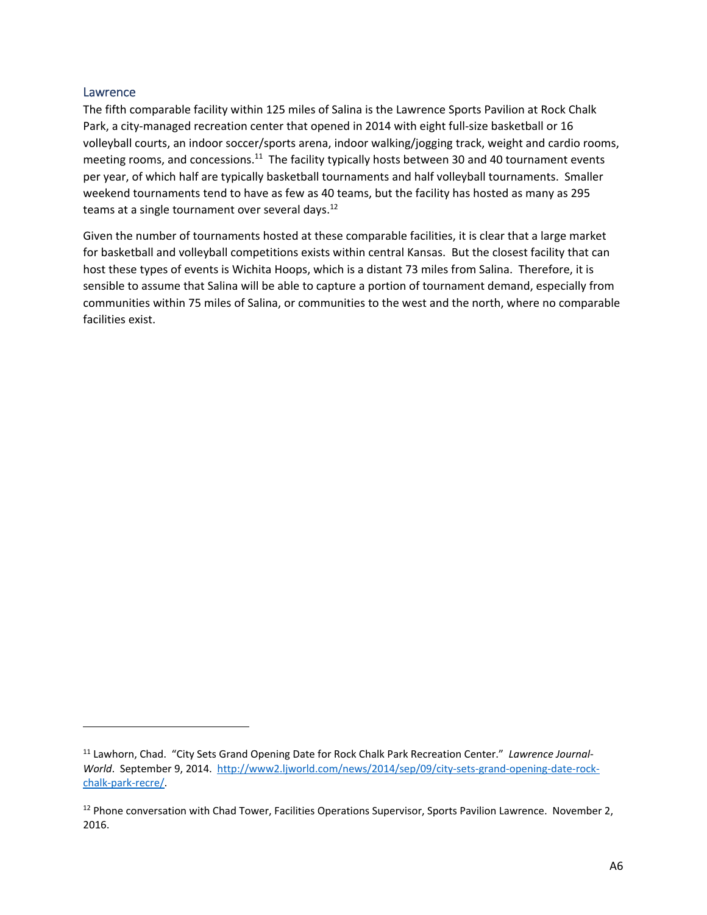### Lawrence

The fifth comparable facility within 125 miles of Salina is the Lawrence Sports Pavilion at Rock Chalk Park, a city-managed recreation center that opened in 2014 with eight full-size basketball or 16 volleyball courts, an indoor soccer/sports arena, indoor walking/jogging track, weight and cardio rooms, meeting rooms, and concessions.[11] The facility typically hosts between 30 and 40 tournament events per year, of which half are typically basketball tournaments and half volleyball tournaments. Smaller weekend tournaments tend to have as few as 40 teams, but the facility has hosted as many as 295 teams at a single tournament over several days.[12]

Given the number of tournaments hosted at these comparable facilities, it is clear that a large market for basketball and volleyball competitions exists within central Kansas. But the closest facility that can host these types of events is Wichita Hoops, which is a distant 73 miles from Salina. Therefore, it is sensible to assume that Salina will be able to capture a portion of tournament demand, especially from communities within 75 miles of Salina, or communities to the west and the north, where no comparable facilities exist.

---

[11] Lawhorn, Chad. "City Sets Grand Opening Date for Rock Chalk Park Recreation Center." *Lawrence Journal-World*. September 9, 2014. http://www2.ljworld.com/news/2014/sep/09/city-sets-grand-opening-date-rock-chalk-park-recre/.

[12] Phone conversation with Chad Tower, Facilities Operations Supervisor, Sports Pavilion Lawrence. November 2, 2016.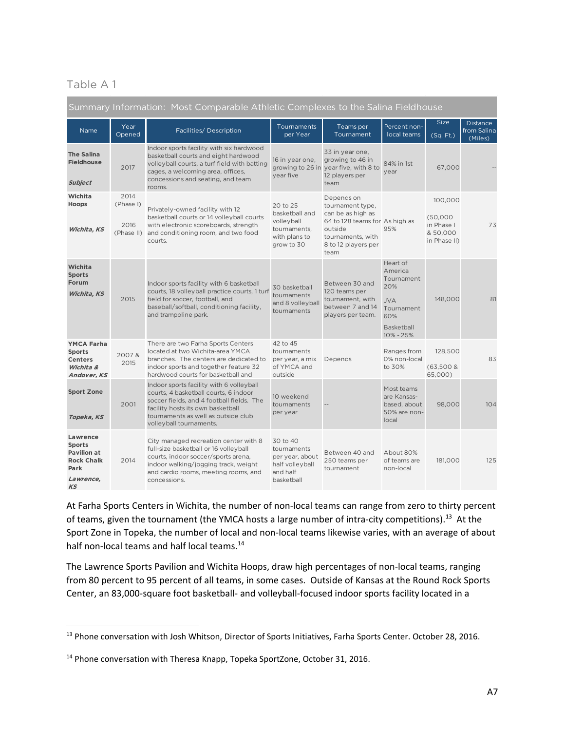Table A 1

| Summary Information: Most Comparable Athletic Complexes to the Salina Fieldhouse | | | | | | | |
|---|---|---|---|---|---|---|---|
| Name | Year Opened | Facilities/ Description | Tournaments per Year | Teams per Tournament | Percent non-local teams | Size (Sq. Ft.) | Distance from Salina (Miles) |
| **The Salina Fieldhouse** ***Subject*** | 2017 | Indoor sports facility with six hardwood basketball courts and eight hardwood volleyball courts, a turf field with batting cages, a welcoming area, offices, concessions and seating, and team rooms. | 16 in year one, growing to 26 in year five | 33 in year one, growing to 46 in year five, with 8 to 12 players per team | 84% in 1st year | 67,000 | -- |
| **Wichita Hoops** ***Wichita, KS*** | 2014 (Phase I) 2016 (Phase II) | Privately-owned facility with 12 basketball courts or 14 volleyball courts with electronic scoreboards, strength and conditioning room, and two food courts. | 20 to 25 basketball and volleyball tournaments, with plans to grow to 30 | Depends on tournament type, can be as high as 64 to 128 teams for outside tournaments, with 8 to 12 players per team | As high as 95% | 100,000 (50,000 in Phase I & 50,000 in Phase II) | 73 |
| **Wichita Sports Forum** ***Wichita, KS*** | 2015 | Indoor sports facility with 6 basketball courts, 18 volleyball practice courts, 1 turf field for soccer, football, and baseball/softball, conditioning facility, and trampoline park. | 30 basketball tournaments and 8 volleyball tournaments | Between 30 and 120 teams per tournament, with between 7 and 14 players per team. | Heart of America Tournament 20% JVA Tournament 60% Basketball 10% - 25% | 148,000 | 81 |
| **YMCA Farha Sports Centers** ***Wichita & Andover, KS*** | 2007 & 2015 | There are two Farha Sports Centers located at two Wichita-area YMCA branches. The centers are dedicated to indoor sports and together feature 32 hardwood courts for basketball and | 42 to 45 tournaments per year, a mix of YMCA and outside | Depends | Ranges from 0% non-local to 30% | 128,500 (63,500 & 65,000) | 83 |
| **Sport Zone** ***Topeka, KS*** | 2001 | Indoor sports facility with 6 volleyball courts, 4 basketball courts, 6 indoor soccer fields, and 4 football fields. The facility hosts its own basketball tournaments as well as outside club volleyball tournaments. | 10 weekend tournaments per year | -- | Most teams are Kansas-based, about 50% are non-local | 98,000 | 104 |
| **Lawrence Sports Pavilion at Rock Chalk Park** ***Lawrence, KS*** | 2014 | City managed recreation center with 8 full-size basketball or 16 volleyball courts, indoor soccer/sports arena, indoor walking/jogging track, weight and cardio rooms, meeting rooms, and concessions. | 30 to 40 tournaments per year, about half volleyball and half basketball | Between 40 and 250 teams per tournament | About 80% of teams are non-local | 181,000 | 125 |

At Farha Sports Centers in Wichita, the number of non-local teams can range from zero to thirty percent of teams, given the tournament (the YMCA hosts a large number of intra-city competitions).[13] At the Sport Zone in Topeka, the number of local and non-local teams likewise varies, with an average of about half non-local teams and half local teams.[14]

The Lawrence Sports Pavilion and Wichita Hoops, draw high percentages of non-local teams, ranging from 80 percent to 95 percent of all teams, in some cases. Outside of Kansas at the Round Rock Sports Center, an 83,000-square foot basketball- and volleyball-focused indoor sports facility located in a

[13] Phone conversation with Josh Whitson, Director of Sports Initiatives, Farha Sports Center. October 28, 2016.

[14] Phone conversation with Theresa Knapp, Topeka SportZone, October 31, 2016.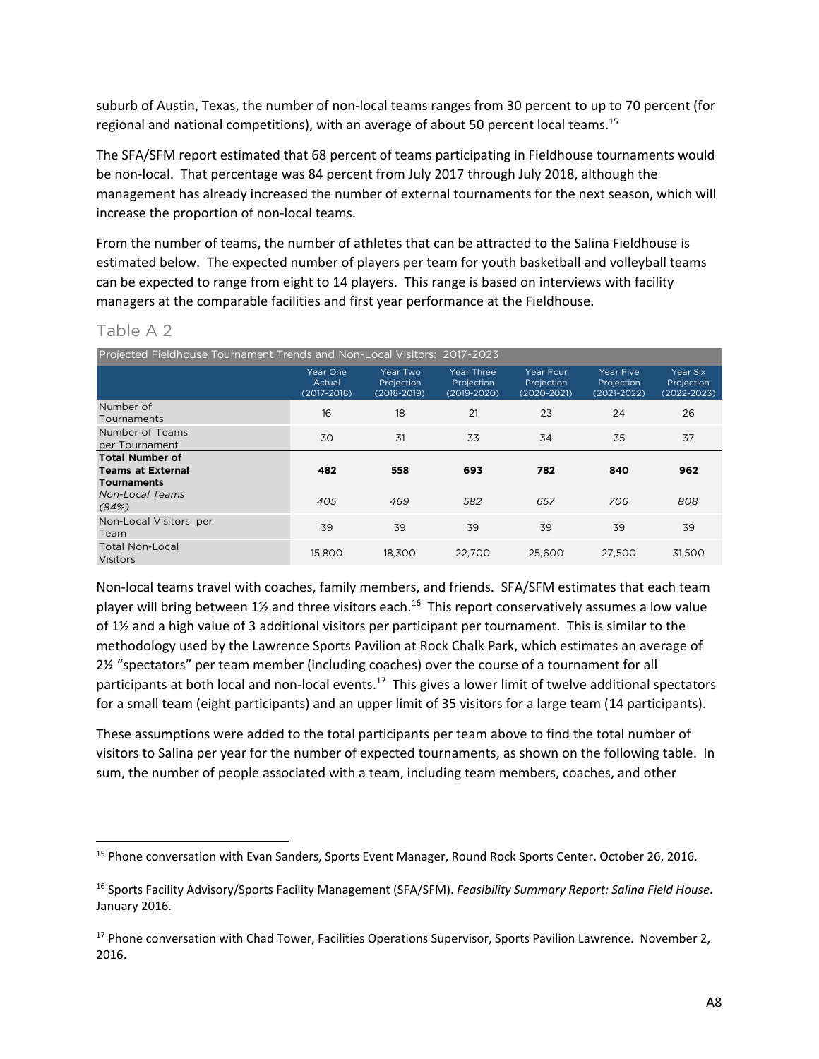suburb of Austin, Texas, the number of non-local teams ranges from 30 percent to up to 70 percent (for regional and national competitions), with an average of about 50 percent local teams.[15]

The SFA/SFM report estimated that 68 percent of teams participating in Fieldhouse tournaments would be non-local. That percentage was 84 percent from July 2017 through July 2018, although the management has already increased the number of external tournaments for the next season, which will increase the proportion of non-local teams.

From the number of teams, the number of athletes that can be attracted to the Salina Fieldhouse is estimated below. The expected number of players per team for youth basketball and volleyball teams can be expected to range from eight to 14 players. This range is based on interviews with facility managers at the comparable facilities and first year performance at the Fieldhouse.

## Table A 2

| Projected Fieldhouse Tournament Trends and Non-Local Visitors: 2017-2023 | | | | | | |
|---|---|---|---|---|---|---|
| | Year One Actual (2017-2018) | Year Two Projection (2018-2019) | Year Three Projection (2019-2020) | Year Four Projection (2020-2021) | Year Five Projection (2021-2022) | Year Six Projection (2022-2023) |
| Number of Tournaments | 16 | 18 | 21 | 23 | 24 | 26 |
| Number of Teams per Tournament | 30 | 31 | 33 | 34 | 35 | 37 |
| **Total Number of Teams at External Tournaments** | **482** | **558** | **693** | **782** | **840** | **962** |
| *Non-Local Teams (84%)* | *405* | *469* | *582* | *657* | *706* | *808* |
| Non-Local Visitors per Team | 39 | 39 | 39 | 39 | 39 | 39 |
| Total Non-Local Visitors | 15,800 | 18,300 | 22,700 | 25,600 | 27,500 | 31,500 |

Non-local teams travel with coaches, family members, and friends. SFA/SFM estimates that each team player will bring between 1½ and three visitors each.[16] This report conservatively assumes a low value of 1½ and a high value of 3 additional visitors per participant per tournament. This is similar to the methodology used by the Lawrence Sports Pavilion at Rock Chalk Park, which estimates an average of 2½ "spectators" per team member (including coaches) over the course of a tournament for all participants at both local and non-local events.[17] This gives a lower limit of twelve additional spectators for a small team (eight participants) and an upper limit of 35 visitors for a large team (14 participants).

These assumptions were added to the total participants per team above to find the total number of visitors to Salina per year for the number of expected tournaments, as shown on the following table. In sum, the number of people associated with a team, including team members, coaches, and other

---

[15] Phone conversation with Evan Sanders, Sports Event Manager, Round Rock Sports Center. October 26, 2016.

[16] Sports Facility Advisory/Sports Facility Management (SFA/SFM). *Feasibility Summary Report: Salina Field House*. January 2016.

[17] Phone conversation with Chad Tower, Facilities Operations Supervisor, Sports Pavilion Lawrence. November 2, 2016.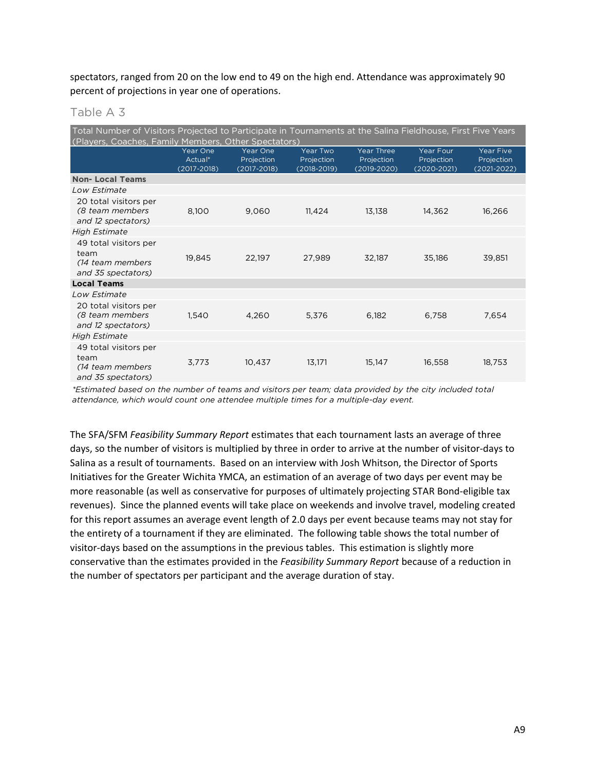spectators, ranged from 20 on the low end to 49 on the high end. Attendance was approximately 90 percent of projections in year one of operations.

Table A 3

| Total Number of Visitors Projected to Participate in Tournaments at the Salina Fieldhouse, First Five Years (Players, Coaches, Family Members, Other Spectators) | | | | | | |
|---|---|---|---|---|---|---|
| | Year One Actual* (2017-2018) | Year One Projection (2017-2018) | Year Two Projection (2018-2019) | Year Three Projection (2019-2020) | Year Four Projection (2020-2021) | Year Five Projection (2021-2022) |
| **Non- Local Teams** | | | | | | |
| *Low Estimate* | | | | | | |
| 20 total visitors per *(8 team members and 12 spectators)* | 8,100 | 9,060 | 11,424 | 13,138 | 14,362 | 16,266 |
| *High Estimate* | | | | | | |
| 49 total visitors per team *(14 team members and 35 spectators)* | 19,845 | 22,197 | 27,989 | 32,187 | 35,186 | 39,851 |
| **Local Teams** | | | | | | |
| *Low Estimate* | | | | | | |
| 20 total visitors per *(8 team members and 12 spectators)* | 1,540 | 4,260 | 5,376 | 6,182 | 6,758 | 7,654 |
| *High Estimate* | | | | | | |
| 49 total visitors per team *(14 team members and 35 spectators)* | 3,773 | 10,437 | 13,171 | 15,147 | 16,558 | 18,753 |

*\*Estimated based on the number of teams and visitors per team; data provided by the city included total attendance, which would count one attendee multiple times for a multiple-day event.*

The SFA/SFM *Feasibility Summary Report* estimates that each tournament lasts an average of three days, so the number of visitors is multiplied by three in order to arrive at the number of visitor-days to Salina as a result of tournaments. Based on an interview with Josh Whitson, the Director of Sports Initiatives for the Greater Wichita YMCA, an estimation of an average of two days per event may be more reasonable (as well as conservative for purposes of ultimately projecting STAR Bond-eligible tax revenues). Since the planned events will take place on weekends and involve travel, modeling created for this report assumes an average event length of 2.0 days per event because teams may not stay for the entirety of a tournament if they are eliminated. The following table shows the total number of visitor-days based on the assumptions in the previous tables. This estimation is slightly more conservative than the estimates provided in the *Feasibility Summary Report* because of a reduction in the number of spectators per participant and the average duration of stay.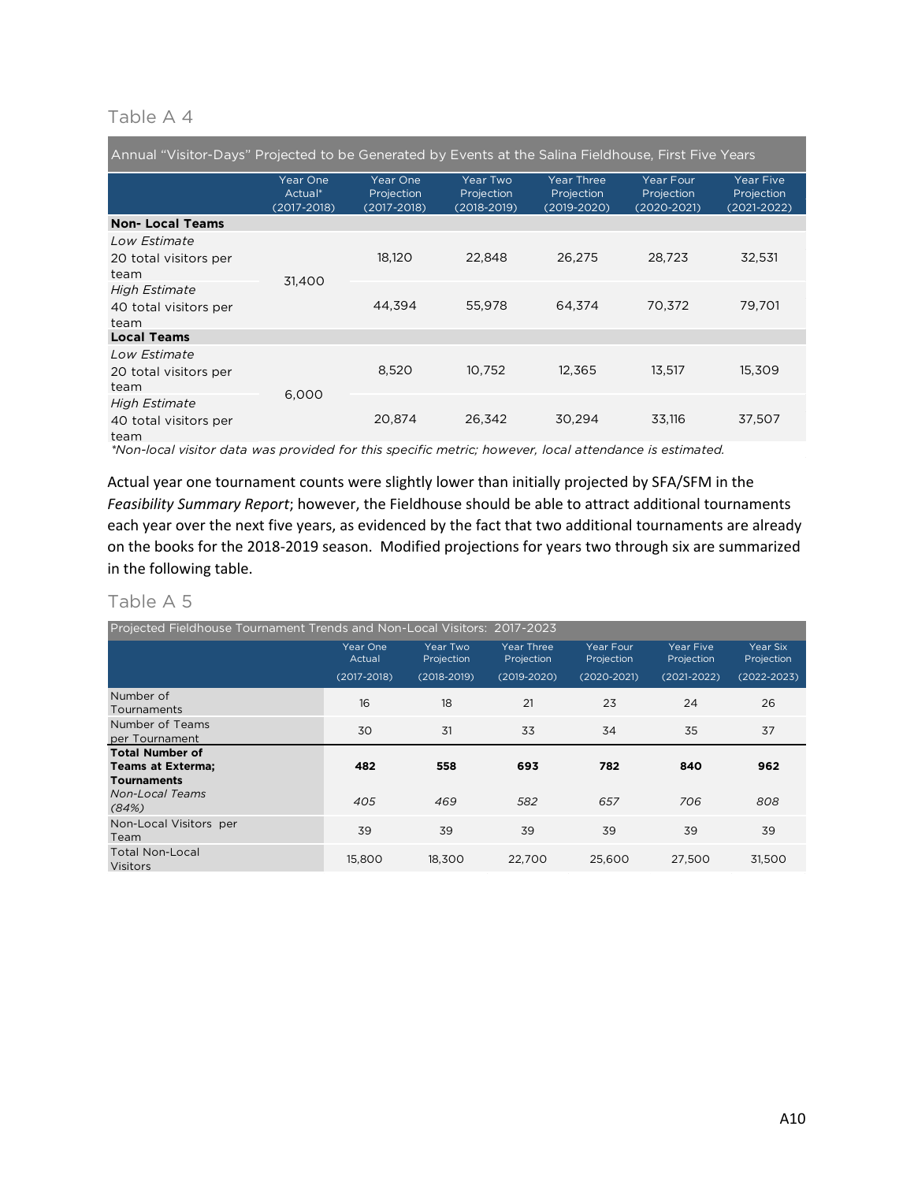### Table A 4

| Annual "Visitor-Days" Projected to be Generated by Events at the Salina Fieldhouse, First Five Years | | | | | | |
|---|---|---|---|---|---|---|
| | Year One Actual* (2017-2018) | Year One Projection (2017-2018) | Year Two Projection (2018-2019) | Year Three Projection (2019-2020) | Year Four Projection (2020-2021) | Year Five Projection (2021-2022) |
| **Non- Local Teams** | | | | | | |
| *Low Estimate* 20 total visitors per team | 31,400 | 18,120 | 22,848 | 26,275 | 28,723 | 32,531 |
| *High Estimate* 40 total visitors per team | | 44,394 | 55,978 | 64,374 | 70,372 | 79,701 |
| **Local Teams** | | | | | | |
| *Low Estimate* 20 total visitors per team | 6,000 | 8,520 | 10,752 | 12,365 | 13,517 | 15,309 |
| *High Estimate* 40 total visitors per team | | 20,874 | 26,342 | 30,294 | 33,116 | 37,507 |

*\*Non-local visitor data was provided for this specific metric; however, local attendance is estimated.*

Actual year one tournament counts were slightly lower than initially projected by SFA/SFM in the *Feasibility Summary Report*; however, the Fieldhouse should be able to attract additional tournaments each year over the next five years, as evidenced by the fact that two additional tournaments are already on the books for the 2018-2019 season. Modified projections for years two through six are summarized in the following table.

### Table A 5

| Projected Fieldhouse Tournament Trends and Non-Local Visitors: 2017-2023 | | | | | | |
|---|---|---|---|---|---|---|
| | Year One Actual (2017-2018) | Year Two Projection (2018-2019) | Year Three Projection (2019-2020) | Year Four Projection (2020-2021) | Year Five Projection (2021-2022) | Year Six Projection (2022-2023) |
| Number of Tournaments | 16 | 18 | 21 | 23 | 24 | 26 |
| Number of Teams per Tournament | 30 | 31 | 33 | 34 | 35 | 37 |
| **Total Number of Teams at Exterma; Tournaments** | **482** | **558** | **693** | **782** | **840** | **962** |
| *Non-Local Teams (84%)* | *405* | *469* | *582* | *657* | *706* | *808* |
| Non-Local Visitors per Team | 39 | 39 | 39 | 39 | 39 | 39 |
| Total Non-Local Visitors | 15,800 | 18,300 | 22,700 | 25,600 | 27,500 | 31,500 |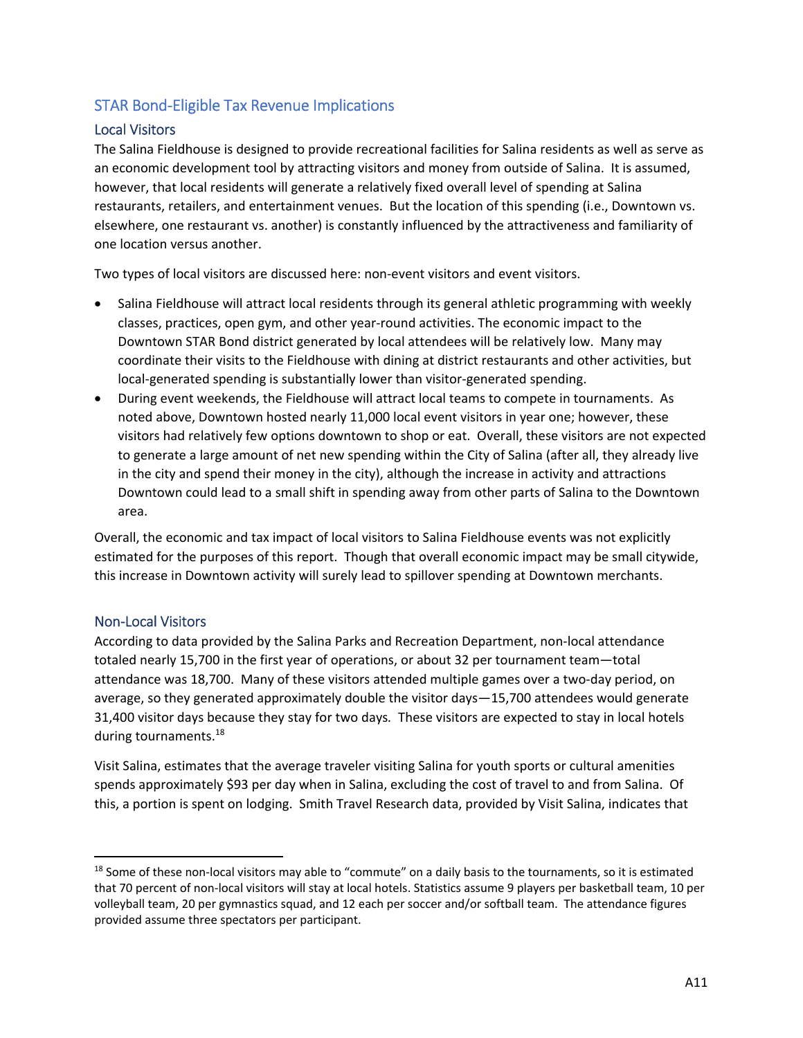## STAR Bond-Eligible Tax Revenue Implications

### Local Visitors

The Salina Fieldhouse is designed to provide recreational facilities for Salina residents as well as serve as an economic development tool by attracting visitors and money from outside of Salina. It is assumed, however, that local residents will generate a relatively fixed overall level of spending at Salina restaurants, retailers, and entertainment venues. But the location of this spending (i.e., Downtown vs. elsewhere, one restaurant vs. another) is constantly influenced by the attractiveness and familiarity of one location versus another.

Two types of local visitors are discussed here: non-event visitors and event visitors.

- Salina Fieldhouse will attract local residents through its general athletic programming with weekly classes, practices, open gym, and other year-round activities. The economic impact to the Downtown STAR Bond district generated by local attendees will be relatively low. Many may coordinate their visits to the Fieldhouse with dining at district restaurants and other activities, but local-generated spending is substantially lower than visitor-generated spending.
- During event weekends, the Fieldhouse will attract local teams to compete in tournaments. As noted above, Downtown hosted nearly 11,000 local event visitors in year one; however, these visitors had relatively few options downtown to shop or eat. Overall, these visitors are not expected to generate a large amount of net new spending within the City of Salina (after all, they already live in the city and spend their money in the city), although the increase in activity and attractions Downtown could lead to a small shift in spending away from other parts of Salina to the Downtown area.

Overall, the economic and tax impact of local visitors to Salina Fieldhouse events was not explicitly estimated for the purposes of this report. Though that overall economic impact may be small citywide, this increase in Downtown activity will surely lead to spillover spending at Downtown merchants.

### Non-Local Visitors

According to data provided by the Salina Parks and Recreation Department, non-local attendance totaled nearly 15,700 in the first year of operations, or about 32 per tournament team—total attendance was 18,700. Many of these visitors attended multiple games over a two-day period, on average, so they generated approximately double the visitor days—15,700 attendees would generate 31,400 visitor days because they stay for two days. These visitors are expected to stay in local hotels during tournaments.[18]

Visit Salina, estimates that the average traveler visiting Salina for youth sports or cultural amenities spends approximately $93 per day when in Salina, excluding the cost of travel to and from Salina. Of this, a portion is spent on lodging. Smith Travel Research data, provided by Visit Salina, indicates that

[18] Some of these non-local visitors may able to "commute" on a daily basis to the tournaments, so it is estimated that 70 percent of non-local visitors will stay at local hotels. Statistics assume 9 players per basketball team, 10 per volleyball team, 20 per gymnastics squad, and 12 each per soccer and/or softball team. The attendance figures provided assume three spectators per participant.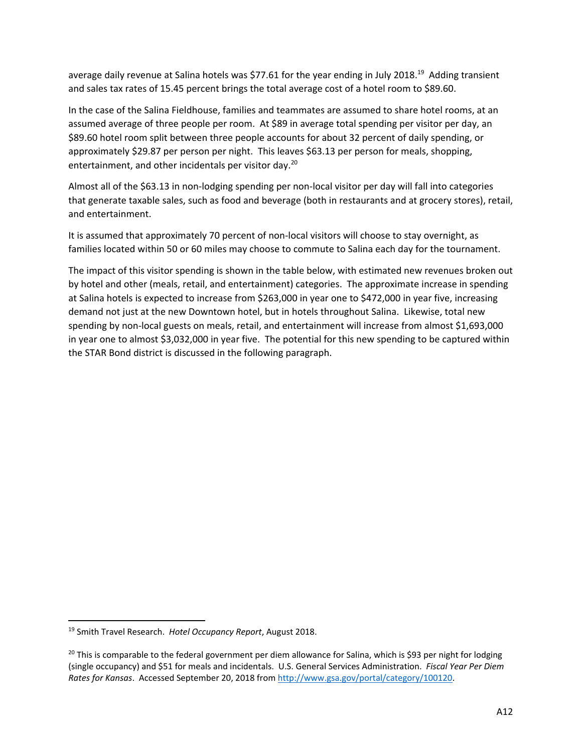average daily revenue at Salina hotels was $77.61 for the year ending in July 2018.[19] Adding transient and sales tax rates of 15.45 percent brings the total average cost of a hotel room to $89.60.

In the case of the Salina Fieldhouse, families and teammates are assumed to share hotel rooms, at an assumed average of three people per room. At $89 in average total spending per visitor per day, an $89.60 hotel room split between three people accounts for about 32 percent of daily spending, or approximately $29.87 per person per night. This leaves $63.13 per person for meals, shopping, entertainment, and other incidentals per visitor day.[20]

Almost all of the $63.13 in non-lodging spending per non-local visitor per day will fall into categories that generate taxable sales, such as food and beverage (both in restaurants and at grocery stores), retail, and entertainment.

It is assumed that approximately 70 percent of non-local visitors will choose to stay overnight, as families located within 50 or 60 miles may choose to commute to Salina each day for the tournament.

The impact of this visitor spending is shown in the table below, with estimated new revenues broken out by hotel and other (meals, retail, and entertainment) categories. The approximate increase in spending at Salina hotels is expected to increase from $263,000 in year one to $472,000 in year five, increasing demand not just at the new Downtown hotel, but in hotels throughout Salina. Likewise, total new spending by non-local guests on meals, retail, and entertainment will increase from almost $1,693,000 in year one to almost $3,032,000 in year five. The potential for this new spending to be captured within the STAR Bond district is discussed in the following paragraph.

---

[19] Smith Travel Research. *Hotel Occupancy Report*, August 2018.

[20] This is comparable to the federal government per diem allowance for Salina, which is $93 per night for lodging (single occupancy) and $51 for meals and incidentals. U.S. General Services Administration. *Fiscal Year Per Diem Rates for Kansas*. Accessed September 20, 2018 from [http://www.gsa.gov/portal/category/100120](http://www.gsa.gov/portal/category/100120).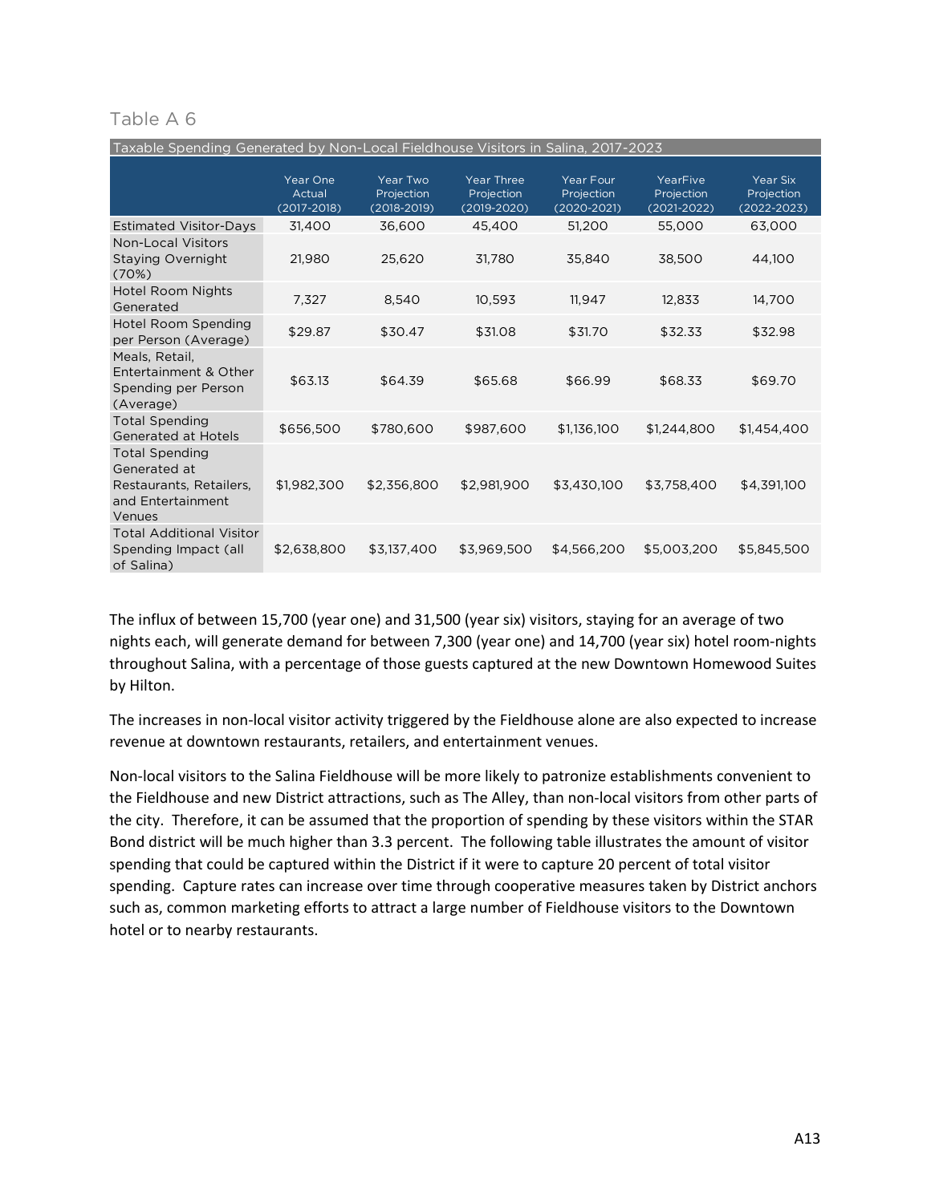Table A 6

| Taxable Spending Generated by Non-Local Fieldhouse Visitors in Salina, 2017-2023 | | | | | | |
|---|---|---|---|---|---|---|
| | Year One Actual (2017-2018) | Year Two Projection (2018-2019) | Year Three Projection (2019-2020) | Year Four Projection (2020-2021) | YearFive Projection (2021-2022) | Year Six Projection (2022-2023) |
| Estimated Visitor-Days | 31,400 | 36,600 | 45,400 | 51,200 | 55,000 | 63,000 |
| Non-Local Visitors Staying Overnight (70%) | 21,980 | 25,620 | 31,780 | 35,840 | 38,500 | 44,100 |
| Hotel Room Nights Generated | 7,327 | 8,540 | 10,593 | 11,947 | 12,833 | 14,700 |
| Hotel Room Spending per Person (Average) | $29.87 | $30.47 | $31.08 | $31.70 | $32.33 | $32.98 |
| Meals, Retail, Entertainment & Other Spending per Person (Average) | $63.13 | $64.39 | $65.68 | $66.99 | $68.33 | $69.70 |
| Total Spending Generated at Hotels | $656,500 | $780,600 | $987,600 | $1,136,100 | $1,244,800 | $1,454,400 |
| Total Spending Generated at Restaurants, Retailers, and Entertainment Venues | $1,982,300 | $2,356,800 | $2,981,900 | $3,430,100 | $3,758,400 | $4,391,100 |
| Total Additional Visitor Spending Impact (all of Salina) | $2,638,800 | $3,137,400 | $3,969,500 | $4,566,200 | $5,003,200 | $5,845,500 |

The influx of between 15,700 (year one) and 31,500 (year six) visitors, staying for an average of two nights each, will generate demand for between 7,300 (year one) and 14,700 (year six) hotel room-nights throughout Salina, with a percentage of those guests captured at the new Downtown Homewood Suites by Hilton.

The increases in non-local visitor activity triggered by the Fieldhouse alone are also expected to increase revenue at downtown restaurants, retailers, and entertainment venues.

Non-local visitors to the Salina Fieldhouse will be more likely to patronize establishments convenient to the Fieldhouse and new District attractions, such as The Alley, than non-local visitors from other parts of the city. Therefore, it can be assumed that the proportion of spending by these visitors within the STAR Bond district will be much higher than 3.3 percent. The following table illustrates the amount of visitor spending that could be captured within the District if it were to capture 20 percent of total visitor spending. Capture rates can increase over time through cooperative measures taken by District anchors such as, common marketing efforts to attract a large number of Fieldhouse visitors to the Downtown hotel or to nearby restaurants.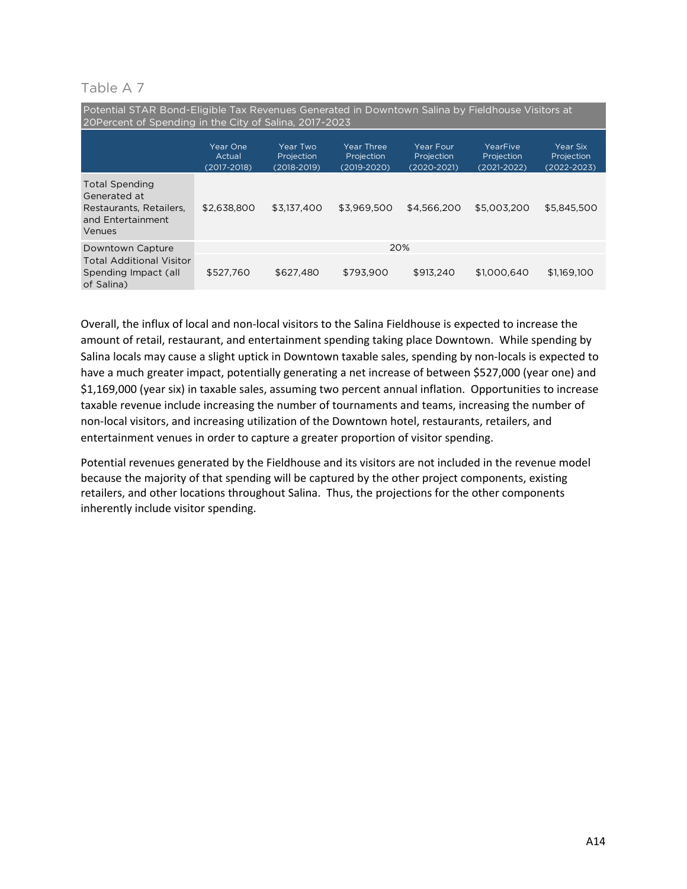Table A 7

| Potential STAR Bond-Eligible Tax Revenues Generated in Downtown Salina by Fieldhouse Visitors at 20Percent of Spending in the City of Salina, 2017-2023 | | | | | | |
|---|---|---|---|---|---|---|
| | Year One Actual (2017-2018) | Year Two Projection (2018-2019) | Year Three Projection (2019-2020) | Year Four Projection (2020-2021) | YearFive Projection (2021-2022) | Year Six Projection (2022-2023) |
| Total Spending Generated at Restaurants, Retailers, and Entertainment Venues | $2,638,800 | $3,137,400 | $3,969,500 | $4,566,200 | $5,003,200 | $5,845,500 |
| Downtown Capture | | | 20% | | | |
| Total Additional Visitor Spending Impact (all of Salina) | $527,760 | $627,480 | $793,900 | $913,240 | $1,000,640 | $1,169,100 |

Overall, the influx of local and non-local visitors to the Salina Fieldhouse is expected to increase the amount of retail, restaurant, and entertainment spending taking place Downtown. While spending by Salina locals may cause a slight uptick in Downtown taxable sales, spending by non-locals is expected to have a much greater impact, potentially generating a net increase of between $527,000 (year one) and $1,169,000 (year six) in taxable sales, assuming two percent annual inflation. Opportunities to increase taxable revenue include increasing the number of tournaments and teams, increasing the number of non-local visitors, and increasing utilization of the Downtown hotel, restaurants, retailers, and entertainment venues in order to capture a greater proportion of visitor spending.

Potential revenues generated by the Fieldhouse and its visitors are not included in the revenue model because the majority of that spending will be captured by the other project components, existing retailers, and other locations throughout Salina. Thus, the projections for the other components inherently include visitor spending.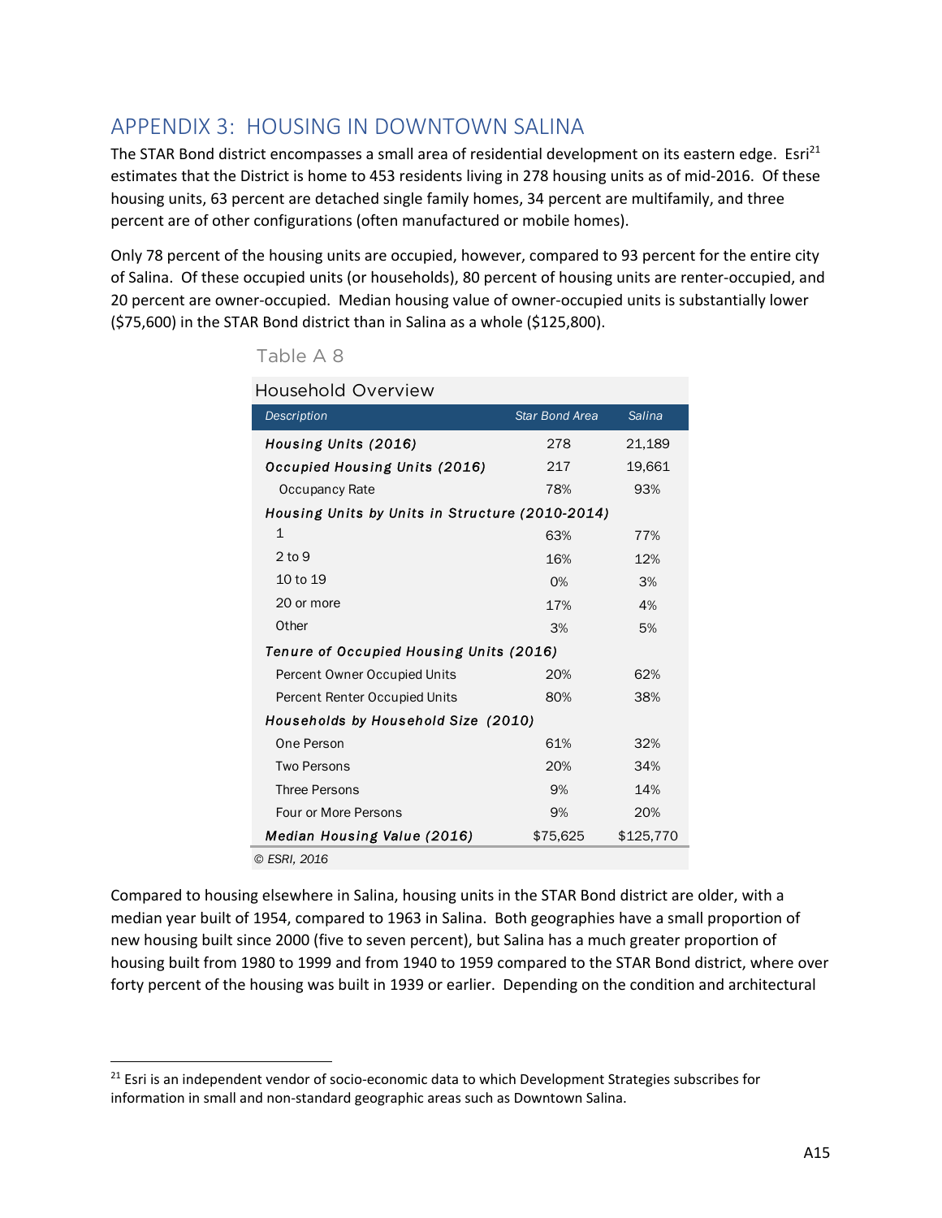## APPENDIX 3: HOUSING IN DOWNTOWN SALINA

The STAR Bond district encompasses a small area of residential development on its eastern edge. Esri[21] estimates that the District is home to 453 residents living in 278 housing units as of mid-2016. Of these housing units, 63 percent are detached single family homes, 34 percent are multifamily, and three percent are of other configurations (often manufactured or mobile homes).

Only 78 percent of the housing units are occupied, however, compared to 93 percent for the entire city of Salina. Of these occupied units (or households), 80 percent of housing units are renter-occupied, and 20 percent are owner-occupied. Median housing value of owner-occupied units is substantially lower ($75,600) in the STAR Bond district than in Salina as a whole ($125,800).

Table A 8

Household Overview

| *Description* | *Star Bond Area* | *Salina* |
|---|---|---|
| ***Housing Units (2016)*** | 278 | 21,189 |
| ***Occupied Housing Units (2016)*** | 217 | 19,661 |
| Occupancy Rate | 78% | 93% |
| ***Housing Units by Units in Structure (2010-2014)*** | | |
| 1 | 63% | 77% |
| 2 to 9 | 16% | 12% |
| 10 to 19 | 0% | 3% |
| 20 or more | 17% | 4% |
| Other | 3% | 5% |
| ***Tenure of Occupied Housing Units (2016)*** | | |
| Percent Owner Occupied Units | 20% | 62% |
| Percent Renter Occupied Units | 80% | 38% |
| ***Households by Household Size (2010)*** | | |
| One Person | 61% | 32% |
| Two Persons | 20% | 34% |
| Three Persons | 9% | 14% |
| Four or More Persons | 9% | 20% |
| ***Median Housing Value (2016)*** | $75,625 | $125,770 |

*© ESRI, 2016*

Compared to housing elsewhere in Salina, housing units in the STAR Bond district are older, with a median year built of 1954, compared to 1963 in Salina. Both geographies have a small proportion of new housing built since 2000 (five to seven percent), but Salina has a much greater proportion of housing built from 1980 to 1999 and from 1940 to 1959 compared to the STAR Bond district, where over forty percent of the housing was built in 1939 or earlier. Depending on the condition and architectural

[21] Esri is an independent vendor of socio-economic data to which Development Strategies subscribes for information in small and non-standard geographic areas such as Downtown Salina.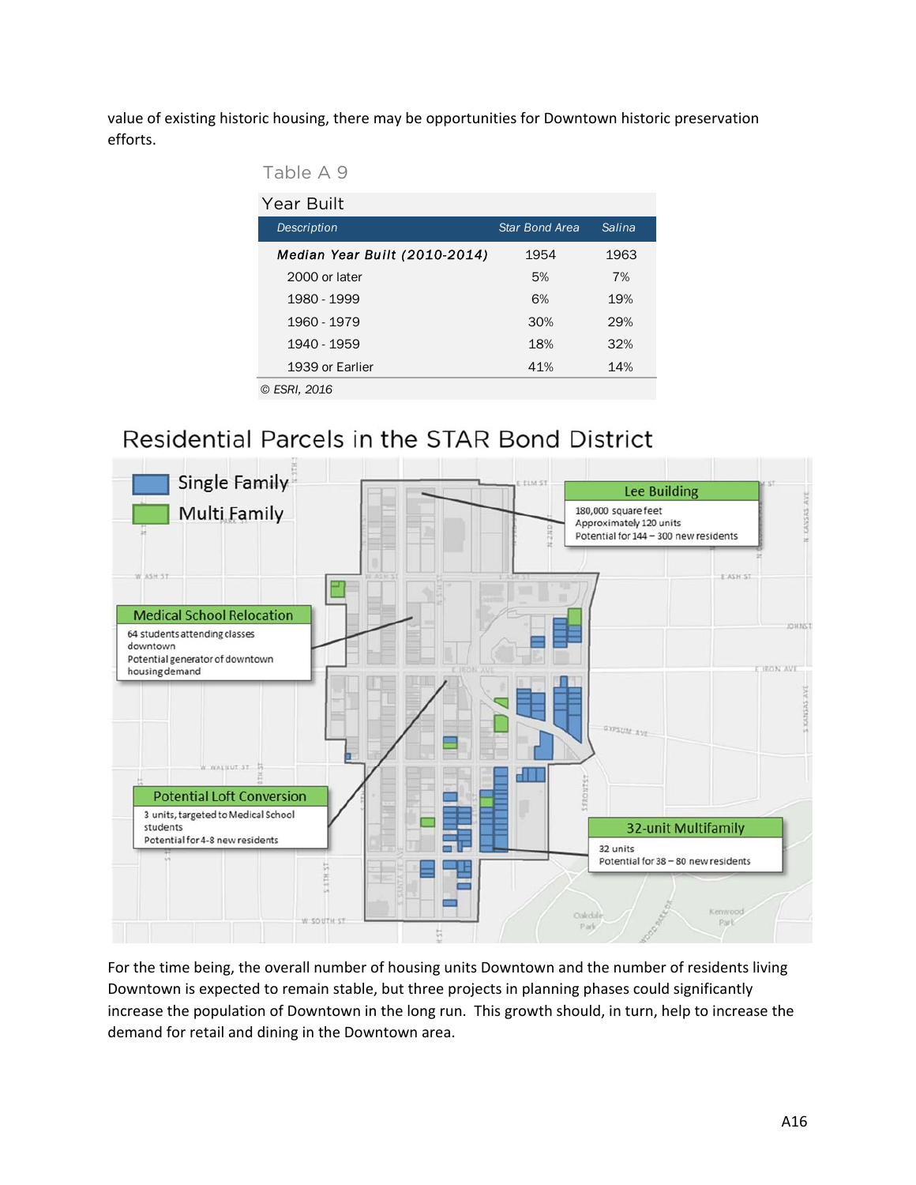value of existing historic housing, there may be opportunities for Downtown historic preservation efforts.

Table A 9

| Year Built | | |
|---|---|---|
| *Description* | *Star Bond Area* | *Salina* |
| ***Median Year Built (2010-2014)*** | 1954 | 1963 |
| 2000 or later | 5% | 7% |
| 1980 - 1999 | 6% | 19% |
| 1960 - 1979 | 30% | 29% |
| 1940 - 1959 | 18% | 32% |
| 1939 or Earlier | 41% | 14% |

*© ESRI, 2016*

## Residential Parcels in the STAR Bond District

Single Family

Multi Family

**Lee Building**
180,000 square feet
Approximately 120 units
Potential for 144 – 300 new residents

**Medical School Relocation**
64 students attending classes downtown
Potential generator of downtown housing demand

**Potential Loft Conversion**
3 units, targeted to Medical School students
Potential for 4-8 new residents

**32-unit Multifamily**
32 units
Potential for 38 – 80 new residents

For the time being, the overall number of housing units Downtown and the number of residents living Downtown is expected to remain stable, but three projects in planning phases could significantly increase the population of Downtown in the long run. This growth should, in turn, help to increase the demand for retail and dining in the Downtown area.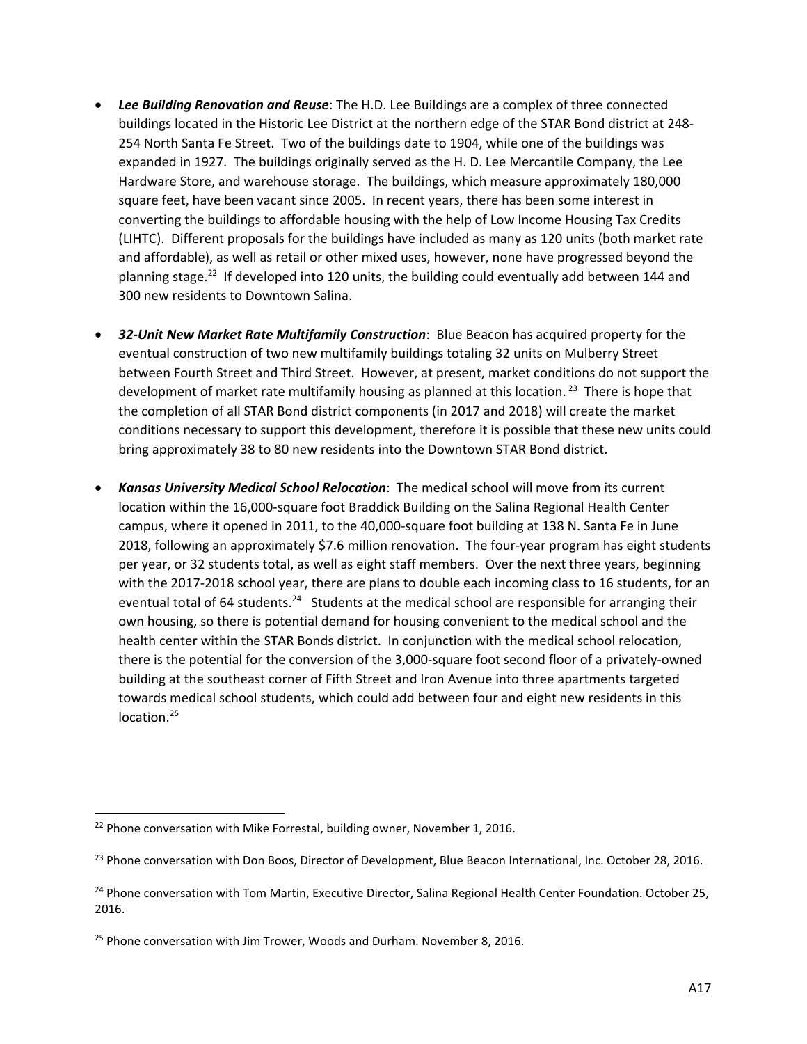- ***Lee Building Renovation and Reuse***: The H.D. Lee Buildings are a complex of three connected buildings located in the Historic Lee District at the northern edge of the STAR Bond district at 248-254 North Santa Fe Street. Two of the buildings date to 1904, while one of the buildings was expanded in 1927. The buildings originally served as the H. D. Lee Mercantile Company, the Lee Hardware Store, and warehouse storage. The buildings, which measure approximately 180,000 square feet, have been vacant since 2005. In recent years, there has been some interest in converting the buildings to affordable housing with the help of Low Income Housing Tax Credits (LIHTC). Different proposals for the buildings have included as many as 120 units (both market rate and affordable), as well as retail or other mixed uses, however, none have progressed beyond the planning stage.[22] If developed into 120 units, the building could eventually add between 144 and 300 new residents to Downtown Salina.

- ***32-Unit New Market Rate Multifamily Construction***: Blue Beacon has acquired property for the eventual construction of two new multifamily buildings totaling 32 units on Mulberry Street between Fourth Street and Third Street. However, at present, market conditions do not support the development of market rate multifamily housing as planned at this location.[23] There is hope that the completion of all STAR Bond district components (in 2017 and 2018) will create the market conditions necessary to support this development, therefore it is possible that these new units could bring approximately 38 to 80 new residents into the Downtown STAR Bond district.

- ***Kansas University Medical School Relocation***: The medical school will move from its current location within the 16,000-square foot Braddick Building on the Salina Regional Health Center campus, where it opened in 2011, to the 40,000-square foot building at 138 N. Santa Fe in June 2018, following an approximately $7.6 million renovation. The four-year program has eight students per year, or 32 students total, as well as eight staff members. Over the next three years, beginning with the 2017-2018 school year, there are plans to double each incoming class to 16 students, for an eventual total of 64 students.[24] Students at the medical school are responsible for arranging their own housing, so there is potential demand for housing convenient to the medical school and the health center within the STAR Bonds district. In conjunction with the medical school relocation, there is the potential for the conversion of the 3,000-square foot second floor of a privately-owned building at the southeast corner of Fifth Street and Iron Avenue into three apartments targeted towards medical school students, which could add between four and eight new residents in this location.[25]

---

[22] Phone conversation with Mike Forrestal, building owner, November 1, 2016.

[23] Phone conversation with Don Boos, Director of Development, Blue Beacon International, Inc. October 28, 2016.

[24] Phone conversation with Tom Martin, Executive Director, Salina Regional Health Center Foundation. October 25, 2016.

[25] Phone conversation with Jim Trower, Woods and Durham. November 8, 2016.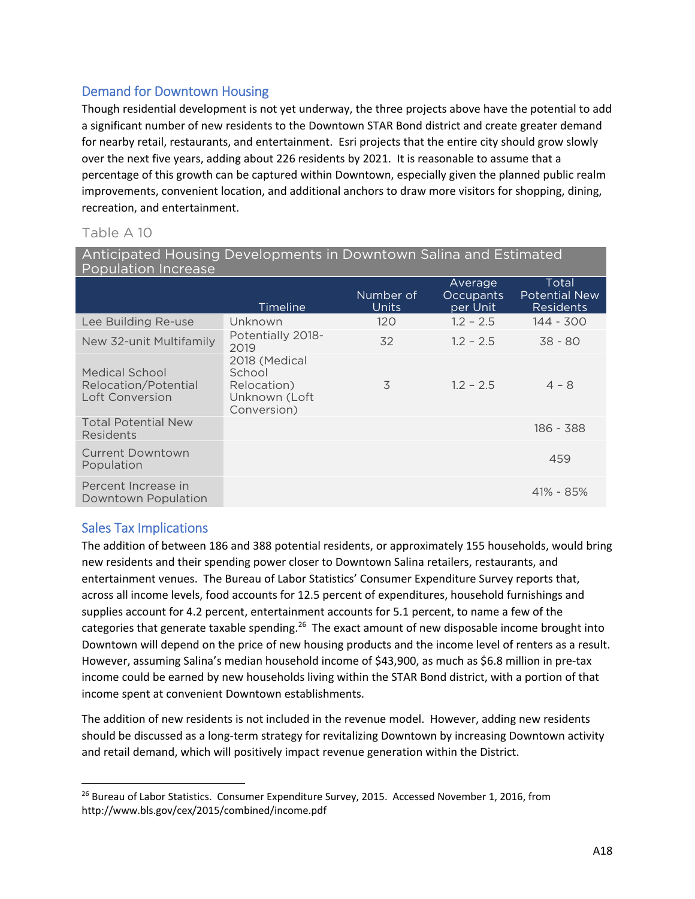## Demand for Downtown Housing

Though residential development is not yet underway, the three projects above have the potential to add a significant number of new residents to the Downtown STAR Bond district and create greater demand for nearby retail, restaurants, and entertainment. Esri projects that the entire city should grow slowly over the next five years, adding about 226 residents by 2021. It is reasonable to assume that a percentage of this growth can be captured within Downtown, especially given the planned public realm improvements, convenient location, and additional anchors to draw more visitors for shopping, dining, recreation, and entertainment.

Table A 10

**Anticipated Housing Developments in Downtown Salina and Estimated Population Increase**

| | Timeline | Number of Units | Average Occupants per Unit | Total Potential New Residents |
|---|---|---|---|---|
| Lee Building Re-use | Unknown | 120 | 1.2 – 2.5 | 144 - 300 |
| New 32-unit Multifamily | Potentially 2018-2019 | 32 | 1.2 – 2.5 | 38 - 80 |
| Medical School Relocation/Potential Loft Conversion | 2018 (Medical School Relocation) Unknown (Loft Conversion) | 3 | 1.2 – 2.5 | 4 – 8 |
| Total Potential New Residents | | | | 186 - 388 |
| Current Downtown Population | | | | 459 |
| Percent Increase in Downtown Population | | | | 41% - 85% |

## Sales Tax Implications

The addition of between 186 and 388 potential residents, or approximately 155 households, would bring new residents and their spending power closer to Downtown Salina retailers, restaurants, and entertainment venues. The Bureau of Labor Statistics' Consumer Expenditure Survey reports that, across all income levels, food accounts for 12.5 percent of expenditures, household furnishings and supplies account for 4.2 percent, entertainment accounts for 5.1 percent, to name a few of the categories that generate taxable spending.[26] The exact amount of new disposable income brought into Downtown will depend on the price of new housing products and the income level of renters as a result. However, assuming Salina's median household income of $43,900, as much as $6.8 million in pre-tax income could be earned by new households living within the STAR Bond district, with a portion of that income spent at convenient Downtown establishments.

The addition of new residents is not included in the revenue model. However, adding new residents should be discussed as a long-term strategy for revitalizing Downtown by increasing Downtown activity and retail demand, which will positively impact revenue generation within the District.

[26] Bureau of Labor Statistics. Consumer Expenditure Survey, 2015. Accessed November 1, 2016, from http://www.bls.gov/cex/2015/combined/income.pdf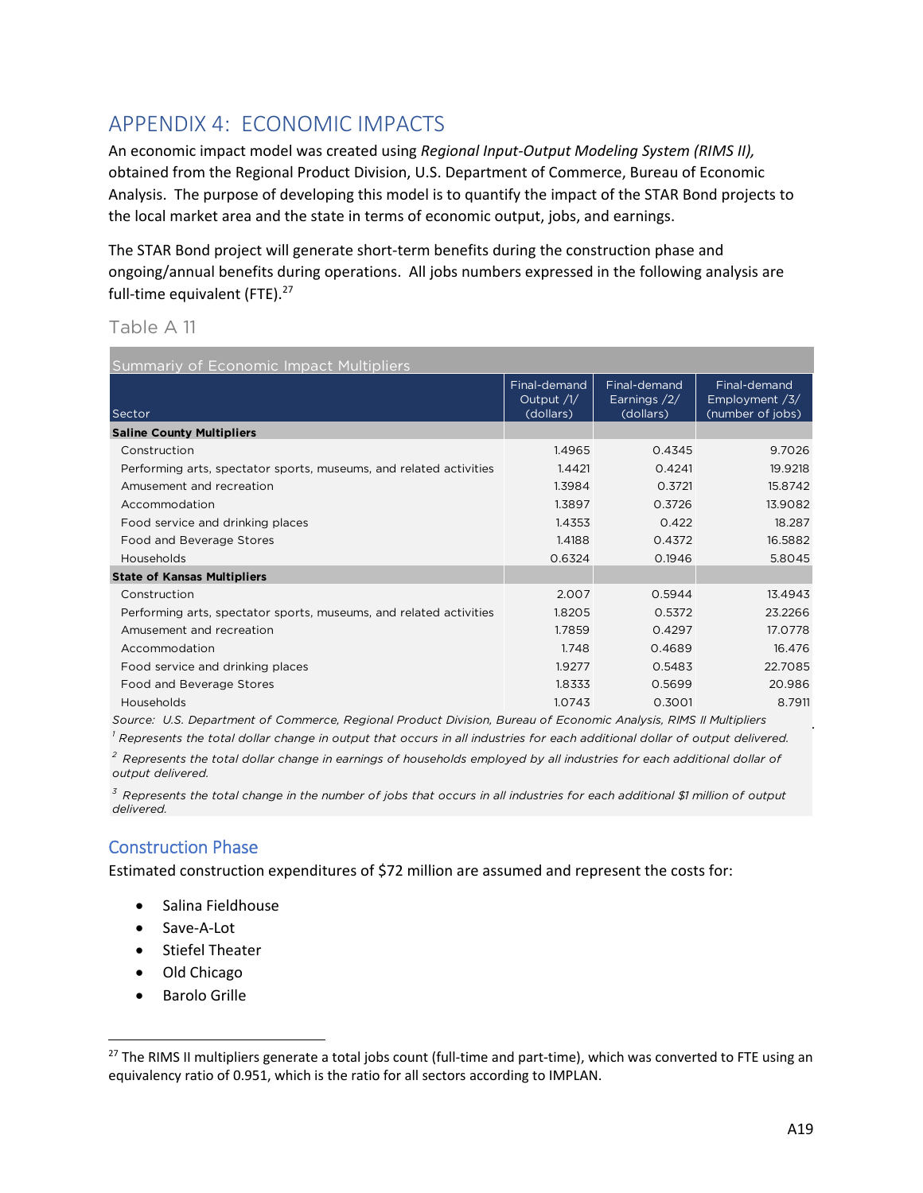## APPENDIX 4: ECONOMIC IMPACTS

An economic impact model was created using *Regional Input-Output Modeling System (RIMS II),* obtained from the Regional Product Division, U.S. Department of Commerce, Bureau of Economic Analysis. The purpose of developing this model is to quantify the impact of the STAR Bond projects to the local market area and the state in terms of economic output, jobs, and earnings.

The STAR Bond project will generate short-term benefits during the construction phase and ongoing/annual benefits during operations. All jobs numbers expressed in the following analysis are full-time equivalent (FTE).[27]

Table A 11

Summariy of Economic Impact Multipliers

| Sector | Final-demand Output /1/ (dollars) | Final-demand Earnings /2/ (dollars) | Final-demand Employment /3/ (number of jobs) |
|---|---|---|---|
| **Saline County Multipliers** | | | |
| Construction | 1.4965 | 0.4345 | 9.7026 |
| Performing arts, spectator sports, museums, and related activities | 1.4421 | 0.4241 | 19.9218 |
| Amusement and recreation | 1.3984 | 0.3721 | 15.8742 |
| Accommodation | 1.3897 | 0.3726 | 13.9082 |
| Food service and drinking places | 1.4353 | 0.422 | 18.287 |
| Food and Beverage Stores | 1.4188 | 0.4372 | 16.5882 |
| Households | 0.6324 | 0.1946 | 5.8045 |
| **State of Kansas Multipliers** | | | |
| Construction | 2.007 | 0.5944 | 13.4943 |
| Performing arts, spectator sports, museums, and related activities | 1.8205 | 0.5372 | 23.2266 |
| Amusement and recreation | 1.7859 | 0.4297 | 17.0778 |
| Accommodation | 1.748 | 0.4689 | 16.476 |
| Food service and drinking places | 1.9277 | 0.5483 | 22.7085 |
| Food and Beverage Stores | 1.8333 | 0.5699 | 20.986 |
| Households | 1.0743 | 0.3001 | 8.7911 |

*Source: U.S. Department of Commerce, Regional Product Division, Bureau of Economic Analysis, RIMS II Multipliers*

*[1] Represents the total dollar change in output that occurs in all industries for each additional dollar of output delivered.*

*[2] Represents the total dollar change in earnings of households employed by all industries for each additional dollar of output delivered.*

*[3] Represents the total change in the number of jobs that occurs in all industries for each additional $1 million of output delivered.*

### Construction Phase

Estimated construction expenditures of $72 million are assumed and represent the costs for:

- Salina Fieldhouse
- Save-A-Lot
- Stiefel Theater
- Old Chicago
- Barolo Grille

[27] The RIMS II multipliers generate a total jobs count (full-time and part-time), which was converted to FTE using an equivalency ratio of 0.951, which is the ratio for all sectors according to IMPLAN.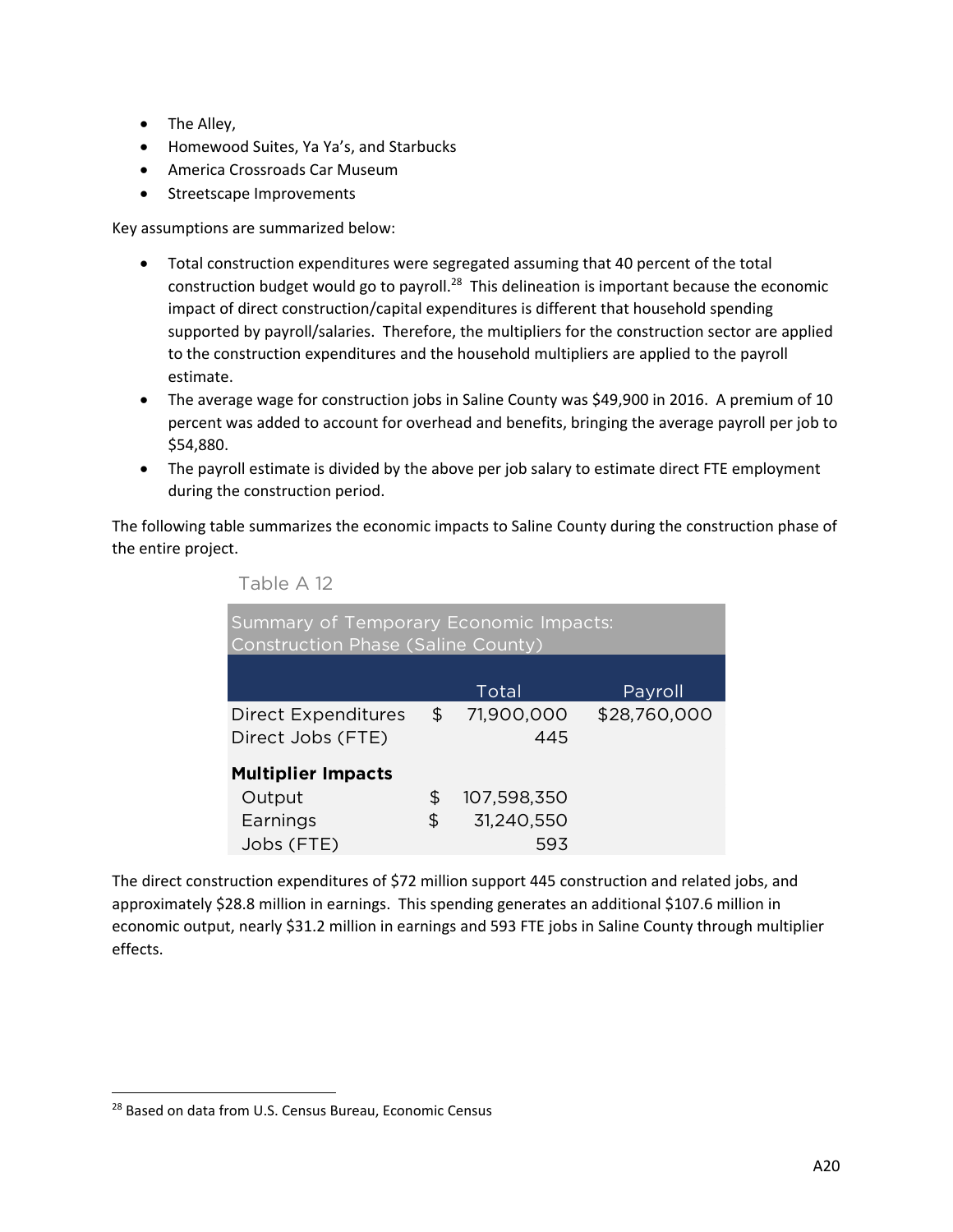- The Alley,
- Homewood Suites, Ya Ya's, and Starbucks
- America Crossroads Car Museum
- Streetscape Improvements

Key assumptions are summarized below:

- Total construction expenditures were segregated assuming that 40 percent of the total construction budget would go to payroll.[28] This delineation is important because the economic impact of direct construction/capital expenditures is different that household spending supported by payroll/salaries. Therefore, the multipliers for the construction sector are applied to the construction expenditures and the household multipliers are applied to the payroll estimate.
- The average wage for construction jobs in Saline County was $49,900 in 2016. A premium of 10 percent was added to account for overhead and benefits, bringing the average payroll per job to $54,880.
- The payroll estimate is divided by the above per job salary to estimate direct FTE employment during the construction period.

The following table summarizes the economic impacts to Saline County during the construction phase of the entire project.

Table A 12

| Summary of Temporary Economic Impacts: Construction Phase (Saline County) | | |
|---|---|---|
| | Total | Payroll |
| Direct Expenditures | $ 71,900,000 | $28,760,000 |
| Direct Jobs (FTE) | 445 | |
| **Multiplier Impacts** | | |
| Output | $ 107,598,350 | |
| Earnings | $ 31,240,550 | |
| Jobs (FTE) | 593 | |

The direct construction expenditures of $72 million support 445 construction and related jobs, and approximately $28.8 million in earnings. This spending generates an additional $107.6 million in economic output, nearly $31.2 million in earnings and 593 FTE jobs in Saline County through multiplier effects.

[28] Based on data from U.S. Census Bureau, Economic Census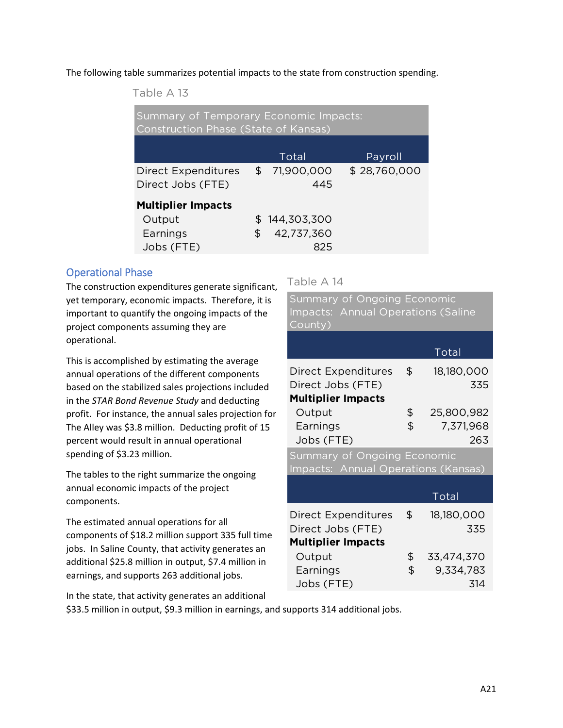The following table summarizes potential impacts to the state from construction spending.

Table A 13

| Summary of Temporary Economic Impacts: Construction Phase (State of Kansas) | | |
|---|---|---|
| | Total | Payroll |
| Direct Expenditures | $ 71,900,000 | $ 28,760,000 |
| Direct Jobs (FTE) | 445 | |
| **Multiplier Impacts** | | |
| Output | $ 144,303,300 | |
| Earnings | $ 42,737,360 | |
| Jobs (FTE) | 825 | |

## Operational Phase

The construction expenditures generate significant, yet temporary, economic impacts. Therefore, it is important to quantify the ongoing impacts of the project components assuming they are operational.

This is accomplished by estimating the average annual operations of the different components based on the stabilized sales projections included in the *STAR Bond Revenue Study* and deducting profit. For instance, the annual sales projection for The Alley was $3.8 million. Deducting profit of 15 percent would result in annual operational spending of $3.23 million.

The tables to the right summarize the ongoing annual economic impacts of the project components.

The estimated annual operations for all components of $18.2 million support 335 full time jobs. In Saline County, that activity generates an additional $25.8 million in output, $7.4 million in earnings, and supports 263 additional jobs.

In the state, that activity generates an additional $33.5 million in output, $9.3 million in earnings, and supports 314 additional jobs.

Table A 14

| Summary of Ongoing Economic Impacts: Annual Operations (Saline County) | |
|---|---|
| | Total |
| Direct Expenditures | $ 18,180,000 |
| Direct Jobs (FTE) | 335 |
| **Multiplier Impacts** | |
| Output | $ 25,800,982 |
| Earnings | $ 7,371,968 |
| Jobs (FTE) | 263 |

| Summary of Ongoing Economic Impacts: Annual Operations (Kansas) | |
|---|---|
| | Total |
| Direct Expenditures | $ 18,180,000 |
| Direct Jobs (FTE) | 335 |
| **Multiplier Impacts** | |
| Output | $ 33,474,370 |
| Earnings | $ 9,334,783 |
| Jobs (FTE) | 314 |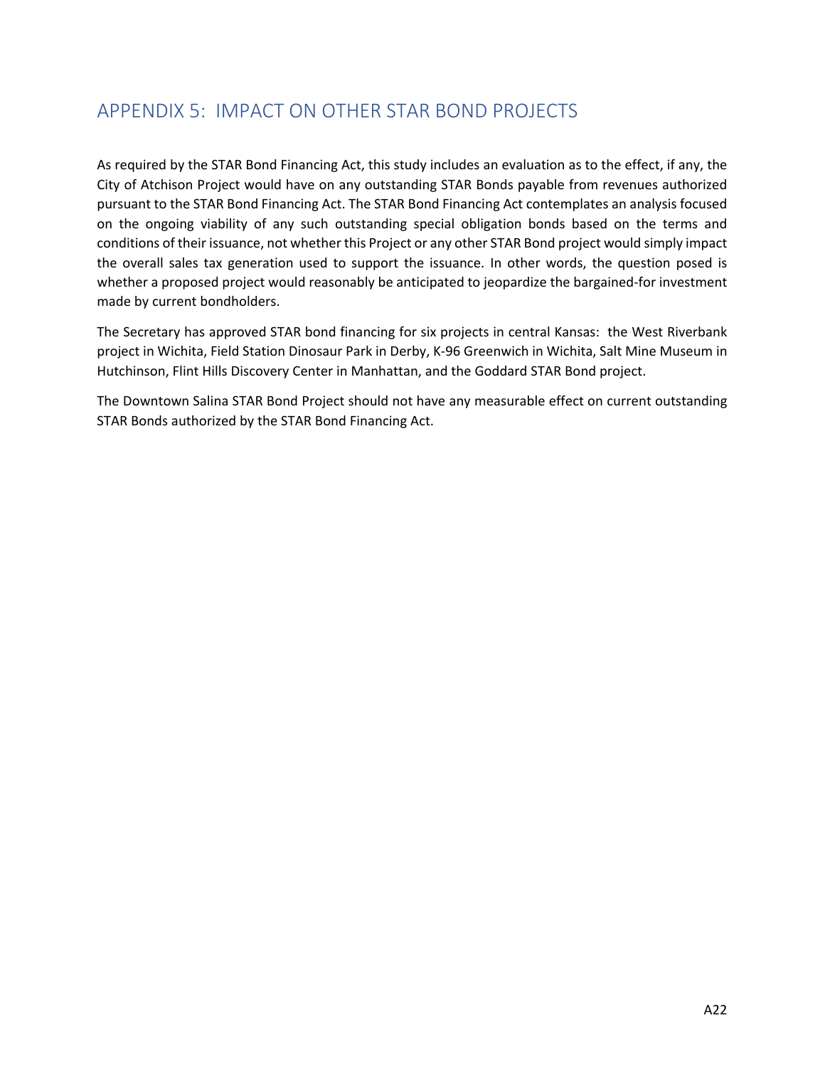## APPENDIX 5: IMPACT ON OTHER STAR BOND PROJECTS

As required by the STAR Bond Financing Act, this study includes an evaluation as to the effect, if any, the City of Atchison Project would have on any outstanding STAR Bonds payable from revenues authorized pursuant to the STAR Bond Financing Act. The STAR Bond Financing Act contemplates an analysis focused on the ongoing viability of any such outstanding special obligation bonds based on the terms and conditions of their issuance, not whether this Project or any other STAR Bond project would simply impact the overall sales tax generation used to support the issuance. In other words, the question posed is whether a proposed project would reasonably be anticipated to jeopardize the bargained-for investment made by current bondholders.

The Secretary has approved STAR bond financing for six projects in central Kansas: the West Riverbank project in Wichita, Field Station Dinosaur Park in Derby, K-96 Greenwich in Wichita, Salt Mine Museum in Hutchinson, Flint Hills Discovery Center in Manhattan, and the Goddard STAR Bond project.

The Downtown Salina STAR Bond Project should not have any measurable effect on current outstanding STAR Bonds authorized by the STAR Bond Financing Act.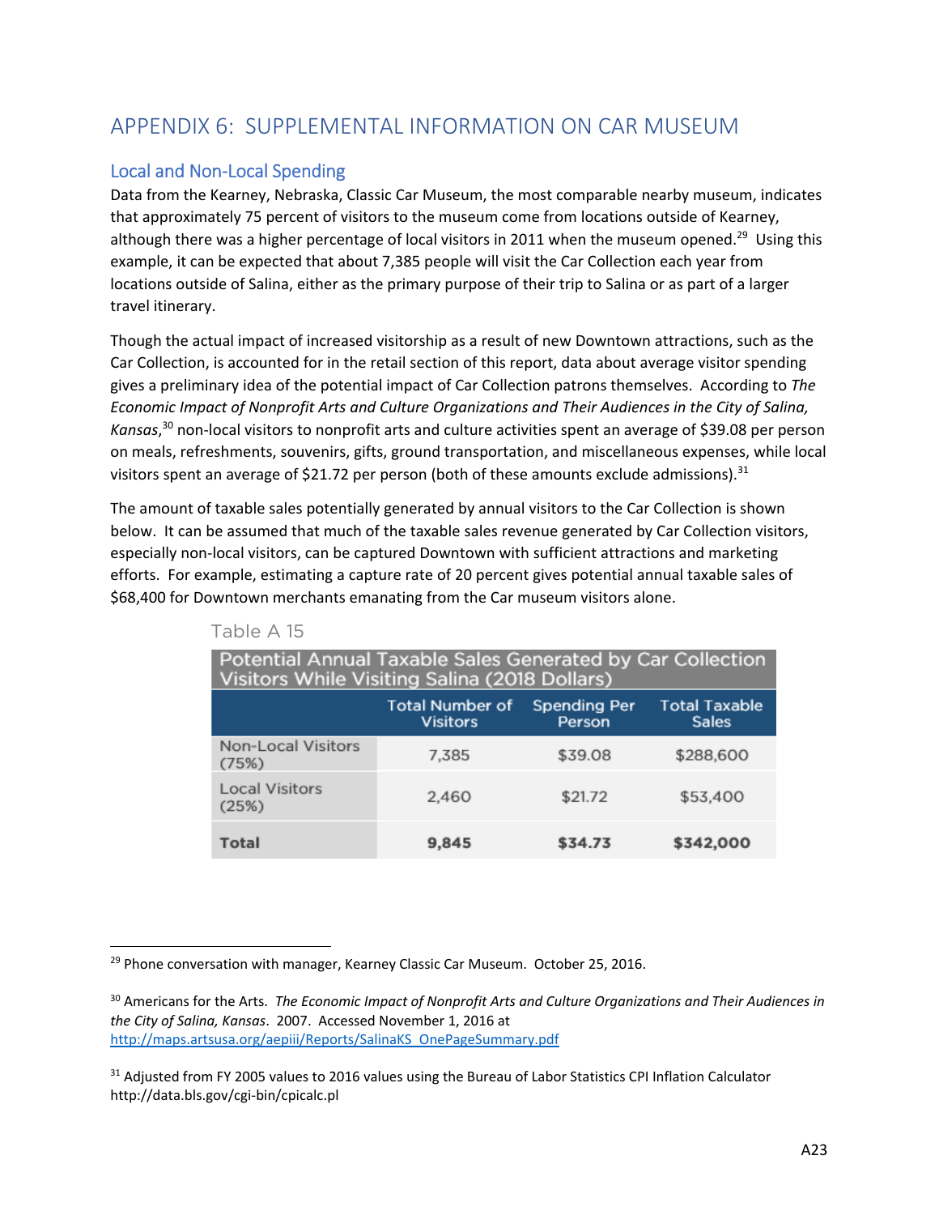# APPENDIX 6: SUPPLEMENTAL INFORMATION ON CAR MUSEUM

## Local and Non-Local Spending

Data from the Kearney, Nebraska, Classic Car Museum, the most comparable nearby museum, indicates that approximately 75 percent of visitors to the museum come from locations outside of Kearney, although there was a higher percentage of local visitors in 2011 when the museum opened.[29] Using this example, it can be expected that about 7,385 people will visit the Car Collection each year from locations outside of Salina, either as the primary purpose of their trip to Salina or as part of a larger travel itinerary.

Though the actual impact of increased visitorship as a result of new Downtown attractions, such as the Car Collection, is accounted for in the retail section of this report, data about average visitor spending gives a preliminary idea of the potential impact of Car Collection patrons themselves. According to *The Economic Impact of Nonprofit Arts and Culture Organizations and Their Audiences in the City of Salina, Kansas*,[30] non-local visitors to nonprofit arts and culture activities spent an average of $39.08 per person on meals, refreshments, souvenirs, gifts, ground transportation, and miscellaneous expenses, while local visitors spent an average of $21.72 per person (both of these amounts exclude admissions).[31]

The amount of taxable sales potentially generated by annual visitors to the Car Collection is shown below. It can be assumed that much of the taxable sales revenue generated by Car Collection visitors, especially non-local visitors, can be captured Downtown with sufficient attractions and marketing efforts. For example, estimating a capture rate of 20 percent gives potential annual taxable sales of $68,400 for Downtown merchants emanating from the Car museum visitors alone.

Table A 15

Potential Annual Taxable Sales Generated by Car Collection Visitors While Visiting Salina (2018 Dollars)

| | Total Number of Visitors | Spending Per Person | Total Taxable Sales |
|---|---|---|---|
| Non-Local Visitors (75%) | 7,385 | $39.08 | $288,600 |
| Local Visitors (25%) | 2,460 | $21.72 | $53,400 |
| **Total** | **9,845** | **$34.73** | **$342,000** |

[29] Phone conversation with manager, Kearney Classic Car Museum. October 25, 2016.

[30] Americans for the Arts. *The Economic Impact of Nonprofit Arts and Culture Organizations and Their Audiences in the City of Salina, Kansas*. 2007. Accessed November 1, 2016 at http://maps.artsusa.org/aepiii/Reports/SalinaKS_OnePageSummary.pdf

[31] Adjusted from FY 2005 values to 2016 values using the Bureau of Labor Statistics CPI Inflation Calculator http://data.bls.gov/cgi-bin/cpicalc.pl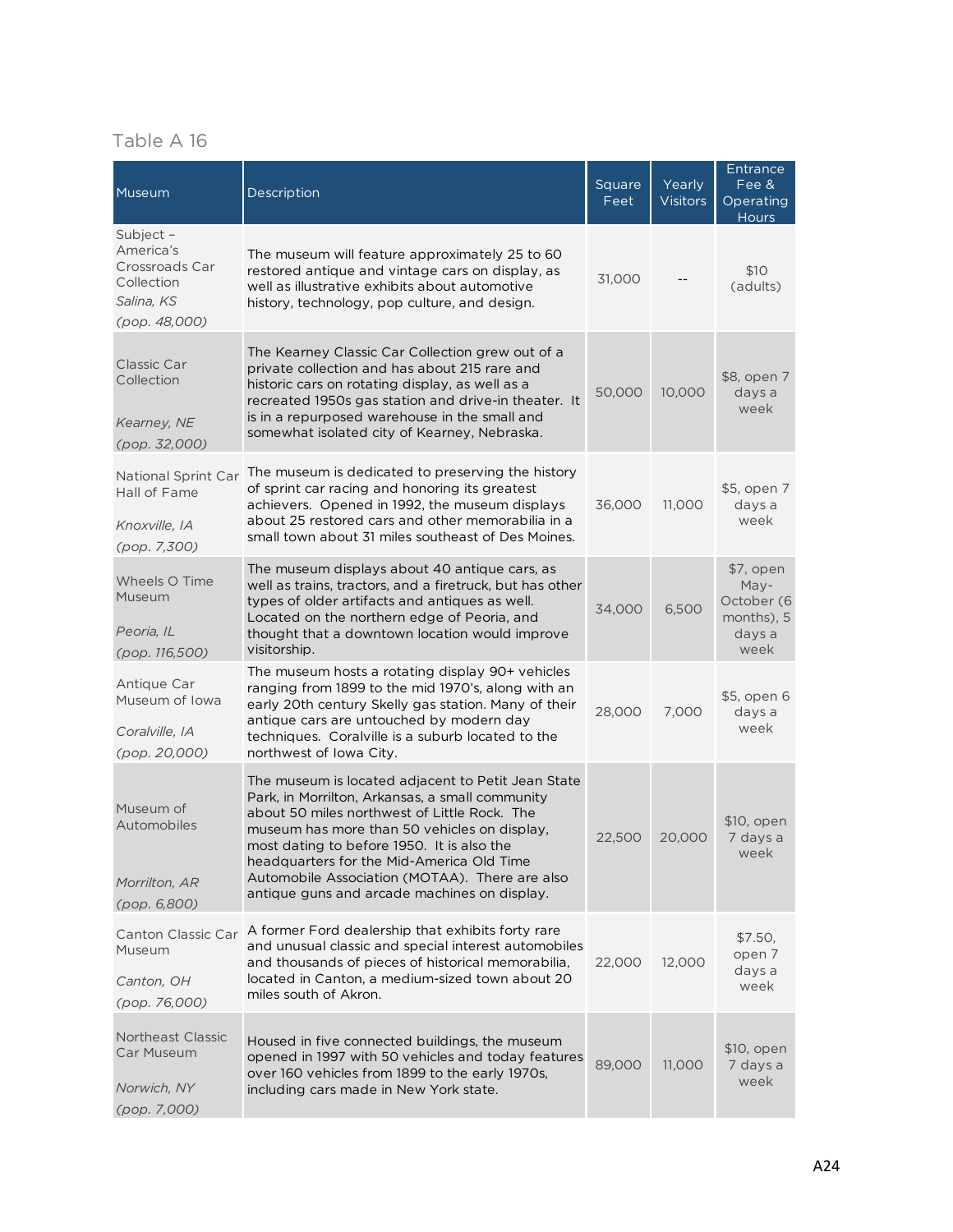Table A 16

| Museum | Description | Square Feet | Yearly Visitors | Entrance Fee & Operating Hours |
|---|---|---|---|---|
| Subject – America's Crossroads Car Collection *Salina, KS* *(pop. 48,000)* | The museum will feature approximately 25 to 60 restored antique and vintage cars on display, as well as illustrative exhibits about automotive history, technology, pop culture, and design. | 31,000 | -- | $10 (adults) |
| Classic Car Collection *Kearney, NE* *(pop. 32,000)* | The Kearney Classic Car Collection grew out of a private collection and has about 215 rare and historic cars on rotating display, as well as a recreated 1950s gas station and drive-in theater. It is in a repurposed warehouse in the small and somewhat isolated city of Kearney, Nebraska. | 50,000 | 10,000 | $8, open 7 days a week |
| National Sprint Car Hall of Fame *Knoxville, IA* *(pop. 7,300)* | The museum is dedicated to preserving the history of sprint car racing and honoring its greatest achievers. Opened in 1992, the museum displays about 25 restored cars and other memorabilia in a small town about 31 miles southeast of Des Moines. | 36,000 | 11,000 | $5, open 7 days a week |
| Wheels O Time Museum *Peoria, IL* *(pop. 116,500)* | The museum displays about 40 antique cars, as well as trains, tractors, and a firetruck, but has other types of older artifacts and antiques as well. Located on the northern edge of Peoria, and thought that a downtown location would improve visitorship. | 34,000 | 6,500 | $7, open May-October (6 months), 5 days a week |
| Antique Car Museum of Iowa *Coralville, IA* *(pop. 20,000)* | The museum hosts a rotating display 90+ vehicles ranging from 1899 to the mid 1970's, along with an early 20th century Skelly gas station. Many of their antique cars are untouched by modern day techniques. Coralville is a suburb located to the northwest of Iowa City. | 28,000 | 7,000 | $5, open 6 days a week |
| Museum of Automobiles *Morrilton, AR* *(pop. 6,800)* | The museum is located adjacent to Petit Jean State Park, in Morrilton, Arkansas, a small community about 50 miles northwest of Little Rock. The museum has more than 50 vehicles on display, most dating to before 1950. It is also the headquarters for the Mid-America Old Time Automobile Association (MOTAA). There are also antique guns and arcade machines on display. | 22,500 | 20,000 | $10, open 7 days a week |
| Canton Classic Car Museum *Canton, OH* *(pop. 76,000)* | A former Ford dealership that exhibits forty rare and unusual classic and special interest automobiles and thousands of pieces of historical memorabilia, located in Canton, a medium-sized town about 20 miles south of Akron. | 22,000 | 12,000 | $7.50, open 7 days a week |
| Northeast Classic Car Museum *Norwich, NY* *(pop. 7,000)* | Housed in five connected buildings, the museum opened in 1997 with 50 vehicles and today features over 160 vehicles from 1899 to the early 1970s, including cars made in New York state. | 89,000 | 11,000 | $10, open 7 days a week |